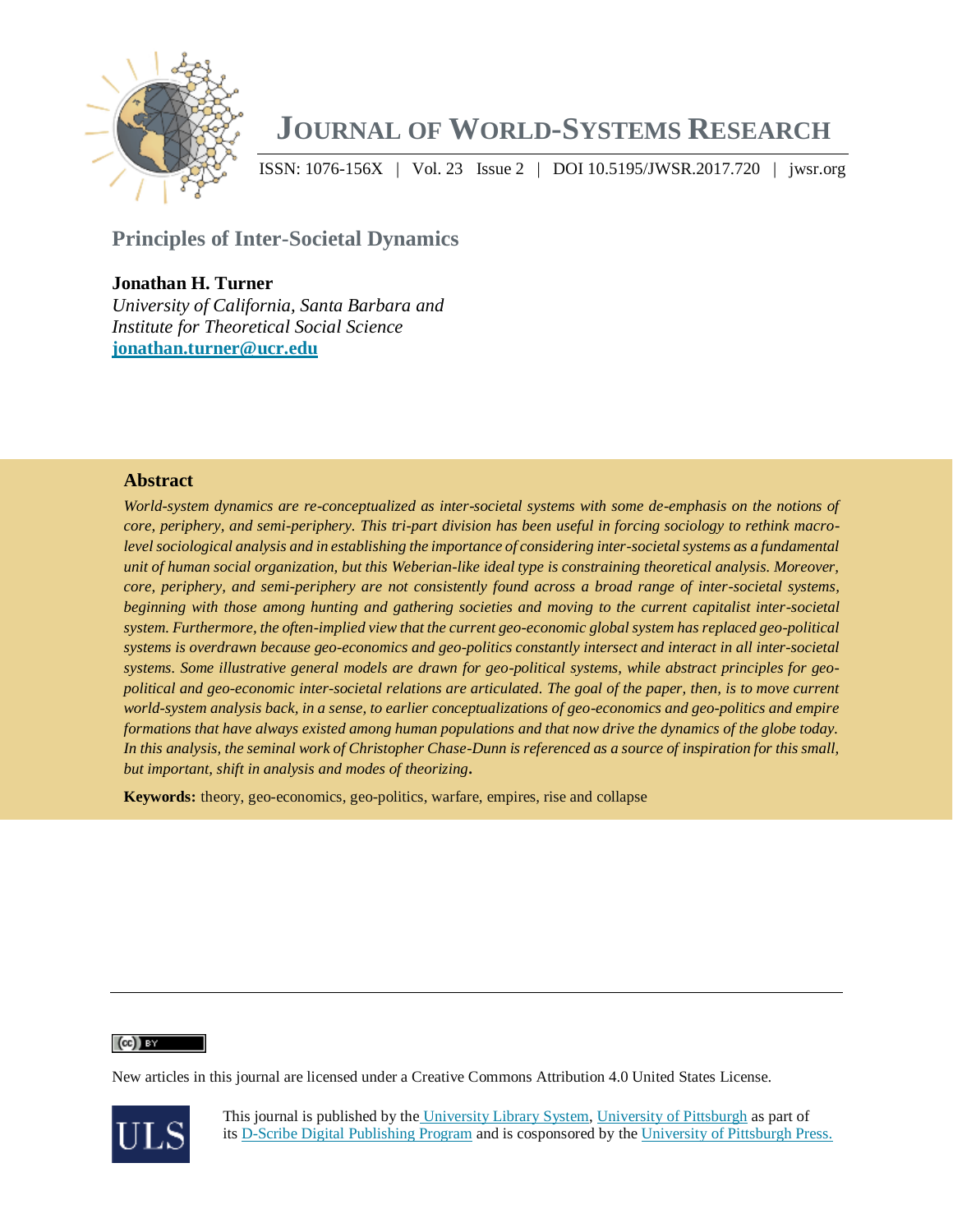# Journal of World-Systems Research

ISSN: 1076-156X | Vol. 23 Issue 2 | DOI 10.5195/JWSR.2017.720 | jwsr.org

## Principles of Inter-Societal Dynamics

**Jonathan H. Turner**
*University of California, Santa Barbara and*
*Institute for Theoretical Social Science*
**jonathan.turner@ucr.edu**

### Abstract

*World-system dynamics are re-conceptualized as inter-societal systems with some de-emphasis on the notions of core, periphery, and semi-periphery. This tri-part division has been useful in forcing sociology to rethink macro-level sociological analysis and in establishing the importance of considering inter-societal systems as a fundamental unit of human social organization, but this Weberian-like ideal type is constraining theoretical analysis. Moreover, core, periphery, and semi-periphery are not consistently found across a broad range of inter-societal systems, beginning with those among hunting and gathering societies and moving to the current capitalist inter-societal system. Furthermore, the often-implied view that the current geo-economic global system has replaced geo-political systems is overdrawn because geo-economics and geo-politics constantly intersect and interact in all inter-societal systems. Some illustrative general models are drawn for geo-political systems, while abstract principles for geo-political and geo-economic inter-societal relations are articulated. The goal of the paper, then, is to move current world-system analysis back, in a sense, to earlier conceptualizations of geo-economics and geo-politics and empire formations that have always existed among human populations and that now drive the dynamics of the globe today. In this analysis, the seminal work of Christopher Chase-Dunn is referenced as a source of inspiration for this small, but important, shift in analysis and modes of theorizing.*

**Keywords:** theory, geo-economics, geo-politics, warfare, empires, rise and collapse

New articles in this journal are licensed under a Creative Commons Attribution 4.0 United States License.

This journal is published by the University Library System, University of Pittsburgh as part of its D-Scribe Digital Publishing Program and is cosponsored by the University of Pittsburgh Press.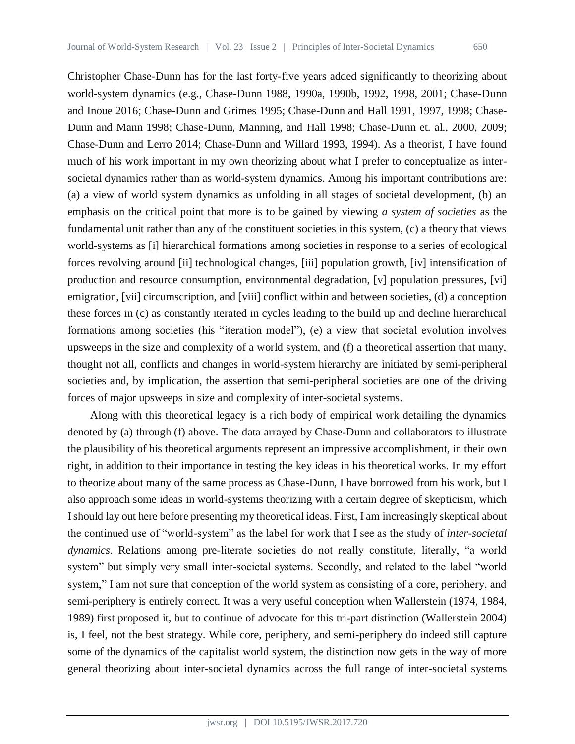Christopher Chase-Dunn has for the last forty-five years added significantly to theorizing about world-system dynamics (e.g., Chase-Dunn 1988, 1990a, 1990b, 1992, 1998, 2001; Chase-Dunn and Inoue 2016; Chase-Dunn and Grimes 1995; Chase-Dunn and Hall 1991, 1997, 1998; Chase-Dunn and Mann 1998; Chase-Dunn, Manning, and Hall 1998; Chase-Dunn et. al., 2000, 2009; Chase-Dunn and Lerro 2014; Chase-Dunn and Willard 1993, 1994). As a theorist, I have found much of his work important in my own theorizing about what I prefer to conceptualize as inter-societal dynamics rather than as world-system dynamics. Among his important contributions are: (a) a view of world system dynamics as unfolding in all stages of societal development, (b) an emphasis on the critical point that more is to be gained by viewing *a system of societies* as the fundamental unit rather than any of the constituent societies in this system, (c) a theory that views world-systems as [i] hierarchical formations among societies in response to a series of ecological forces revolving around [ii] technological changes, [iii] population growth, [iv] intensification of production and resource consumption, environmental degradation, [v] population pressures, [vi] emigration, [vii] circumscription, and [viii] conflict within and between societies, (d) a conception these forces in (c) as constantly iterated in cycles leading to the build up and decline hierarchical formations among societies (his "iteration model"), (e) a view that societal evolution involves upsweeps in the size and complexity of a world system, and (f) a theoretical assertion that many, thought not all, conflicts and changes in world-system hierarchy are initiated by semi-peripheral societies and, by implication, the assertion that semi-peripheral societies are one of the driving forces of major upsweeps in size and complexity of inter-societal systems.

Along with this theoretical legacy is a rich body of empirical work detailing the dynamics denoted by (a) through (f) above. The data arrayed by Chase-Dunn and collaborators to illustrate the plausibility of his theoretical arguments represent an impressive accomplishment, in their own right, in addition to their importance in testing the key ideas in his theoretical works. In my effort to theorize about many of the same process as Chase-Dunn, I have borrowed from his work, but I also approach some ideas in world-systems theorizing with a certain degree of skepticism, which I should lay out here before presenting my theoretical ideas. First, I am increasingly skeptical about the continued use of "world-system" as the label for work that I see as the study of *inter-societal dynamics*. Relations among pre-literate societies do not really constitute, literally, "a world system" but simply very small inter-societal systems. Secondly, and related to the label "world system," I am not sure that conception of the world system as consisting of a core, periphery, and semi-periphery is entirely correct. It was a very useful conception when Wallerstein (1974, 1984, 1989) first proposed it, but to continue of advocate for this tri-part distinction (Wallerstein 2004) is, I feel, not the best strategy. While core, periphery, and semi-periphery do indeed still capture some of the dynamics of the capitalist world system, the distinction now gets in the way of more general theorizing about inter-societal dynamics across the full range of inter-societal systems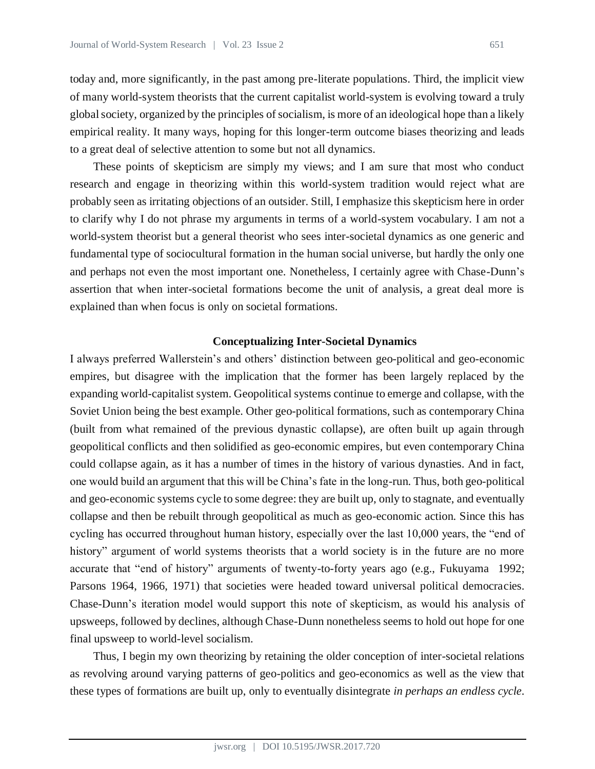today and, more significantly, in the past among pre-literate populations. Third, the implicit view of many world-system theorists that the current capitalist world-system is evolving toward a truly global society, organized by the principles of socialism, is more of an ideological hope than a likely empirical reality. It many ways, hoping for this longer-term outcome biases theorizing and leads to a great deal of selective attention to some but not all dynamics.

These points of skepticism are simply my views; and I am sure that most who conduct research and engage in theorizing within this world-system tradition would reject what are probably seen as irritating objections of an outsider. Still, I emphasize this skepticism here in order to clarify why I do not phrase my arguments in terms of a world-system vocabulary. I am not a world-system theorist but a general theorist who sees inter-societal dynamics as one generic and fundamental type of sociocultural formation in the human social universe, but hardly the only one and perhaps not even the most important one. Nonetheless, I certainly agree with Chase-Dunn's assertion that when inter-societal formations become the unit of analysis, a great deal more is explained than when focus is only on societal formations.

## Conceptualizing Inter-Societal Dynamics

I always preferred Wallerstein's and others' distinction between geo-political and geo-economic empires, but disagree with the implication that the former has been largely replaced by the expanding world-capitalist system. Geopolitical systems continue to emerge and collapse, with the Soviet Union being the best example. Other geo-political formations, such as contemporary China (built from what remained of the previous dynastic collapse), are often built up again through geopolitical conflicts and then solidified as geo-economic empires, but even contemporary China could collapse again, as it has a number of times in the history of various dynasties. And in fact, one would build an argument that this will be China's fate in the long-run. Thus, both geo-political and geo-economic systems cycle to some degree: they are built up, only to stagnate, and eventually collapse and then be rebuilt through geopolitical as much as geo-economic action. Since this has cycling has occurred throughout human history, especially over the last 10,000 years, the "end of history" argument of world systems theorists that a world society is in the future are no more accurate that "end of history" arguments of twenty-to-forty years ago (e.g., Fukuyama 1992; Parsons 1964, 1966, 1971) that societies were headed toward universal political democracies. Chase-Dunn's iteration model would support this note of skepticism, as would his analysis of upsweeps, followed by declines, although Chase-Dunn nonetheless seems to hold out hope for one final upsweep to world-level socialism.

Thus, I begin my own theorizing by retaining the older conception of inter-societal relations as revolving around varying patterns of geo-politics and geo-economics as well as the view that these types of formations are built up, only to eventually disintegrate *in perhaps an endless cycle*.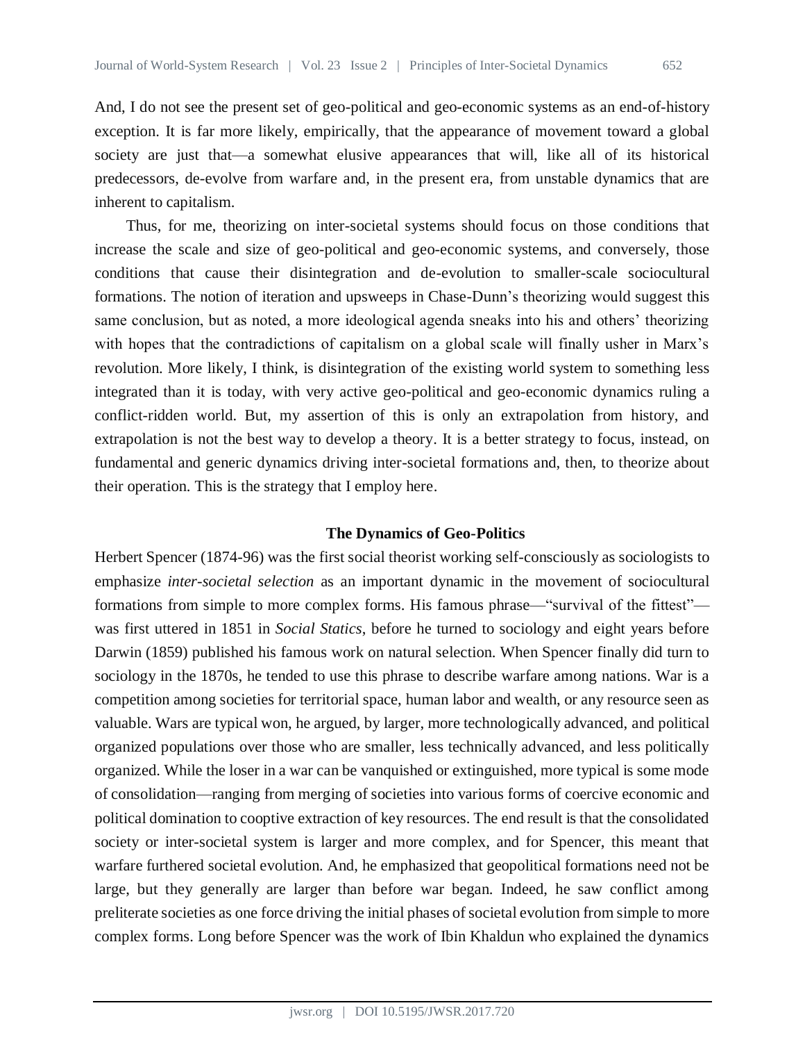And, I do not see the present set of geo-political and geo-economic systems as an end-of-history exception. It is far more likely, empirically, that the appearance of movement toward a global society are just that—a somewhat elusive appearances that will, like all of its historical predecessors, de-evolve from warfare and, in the present era, from unstable dynamics that are inherent to capitalism.

Thus, for me, theorizing on inter-societal systems should focus on those conditions that increase the scale and size of geo-political and geo-economic systems, and conversely, those conditions that cause their disintegration and de-evolution to smaller-scale sociocultural formations. The notion of iteration and upsweeps in Chase-Dunn's theorizing would suggest this same conclusion, but as noted, a more ideological agenda sneaks into his and others' theorizing with hopes that the contradictions of capitalism on a global scale will finally usher in Marx's revolution. More likely, I think, is disintegration of the existing world system to something less integrated than it is today, with very active geo-political and geo-economic dynamics ruling a conflict-ridden world. But, my assertion of this is only an extrapolation from history, and extrapolation is not the best way to develop a theory. It is a better strategy to focus, instead, on fundamental and generic dynamics driving inter-societal formations and, then, to theorize about their operation. This is the strategy that I employ here.

## The Dynamics of Geo-Politics

Herbert Spencer (1874-96) was the first social theorist working self-consciously as sociologists to emphasize *inter-societal selection* as an important dynamic in the movement of sociocultural formations from simple to more complex forms. His famous phrase—"survival of the fittest"—was first uttered in 1851 in *Social Statics*, before he turned to sociology and eight years before Darwin (1859) published his famous work on natural selection. When Spencer finally did turn to sociology in the 1870s, he tended to use this phrase to describe warfare among nations. War is a competition among societies for territorial space, human labor and wealth, or any resource seen as valuable. Wars are typical won, he argued, by larger, more technologically advanced, and political organized populations over those who are smaller, less technically advanced, and less politically organized. While the loser in a war can be vanquished or extinguished, more typical is some mode of consolidation—ranging from merging of societies into various forms of coercive economic and political domination to cooptive extraction of key resources. The end result is that the consolidated society or inter-societal system is larger and more complex, and for Spencer, this meant that warfare furthered societal evolution. And, he emphasized that geopolitical formations need not be large, but they generally are larger than before war began. Indeed, he saw conflict among preliterate societies as one force driving the initial phases of societal evolution from simple to more complex forms. Long before Spencer was the work of Ibin Khaldun who explained the dynamics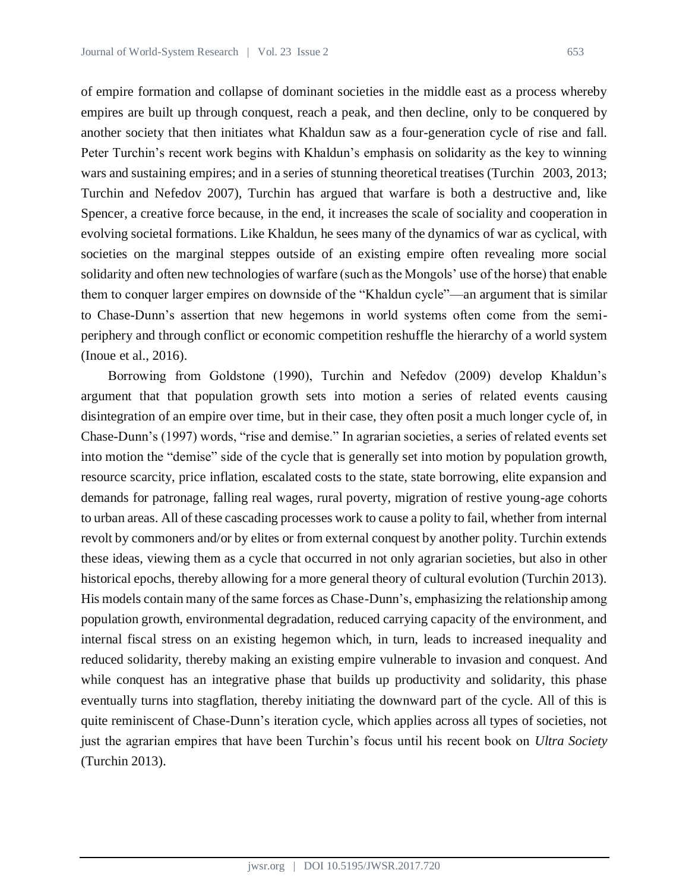of empire formation and collapse of dominant societies in the middle east as a process whereby empires are built up through conquest, reach a peak, and then decline, only to be conquered by another society that then initiates what Khaldun saw as a four-generation cycle of rise and fall. Peter Turchin's recent work begins with Khaldun's emphasis on solidarity as the key to winning wars and sustaining empires; and in a series of stunning theoretical treatises (Turchin 2003, 2013; Turchin and Nefedov 2007), Turchin has argued that warfare is both a destructive and, like Spencer, a creative force because, in the end, it increases the scale of sociality and cooperation in evolving societal formations. Like Khaldun, he sees many of the dynamics of war as cyclical, with societies on the marginal steppes outside of an existing empire often revealing more social solidarity and often new technologies of warfare (such as the Mongols' use of the horse) that enable them to conquer larger empires on downside of the "Khaldun cycle"—an argument that is similar to Chase-Dunn's assertion that new hegemons in world systems often come from the semi-periphery and through conflict or economic competition reshuffle the hierarchy of a world system (Inoue et al., 2016).

Borrowing from Goldstone (1990), Turchin and Nefedov (2009) develop Khaldun's argument that that population growth sets into motion a series of related events causing disintegration of an empire over time, but in their case, they often posit a much longer cycle of, in Chase-Dunn's (1997) words, "rise and demise." In agrarian societies, a series of related events set into motion the "demise" side of the cycle that is generally set into motion by population growth, resource scarcity, price inflation, escalated costs to the state, state borrowing, elite expansion and demands for patronage, falling real wages, rural poverty, migration of restive young-age cohorts to urban areas. All of these cascading processes work to cause a polity to fail, whether from internal revolt by commoners and/or by elites or from external conquest by another polity. Turchin extends these ideas, viewing them as a cycle that occurred in not only agrarian societies, but also in other historical epochs, thereby allowing for a more general theory of cultural evolution (Turchin 2013). His models contain many of the same forces as Chase-Dunn's, emphasizing the relationship among population growth, environmental degradation, reduced carrying capacity of the environment, and internal fiscal stress on an existing hegemon which, in turn, leads to increased inequality and reduced solidarity, thereby making an existing empire vulnerable to invasion and conquest. And while conquest has an integrative phase that builds up productivity and solidarity, this phase eventually turns into stagflation, thereby initiating the downward part of the cycle. All of this is quite reminiscent of Chase-Dunn's iteration cycle, which applies across all types of societies, not just the agrarian empires that have been Turchin's focus until his recent book on *Ultra Society* (Turchin 2013).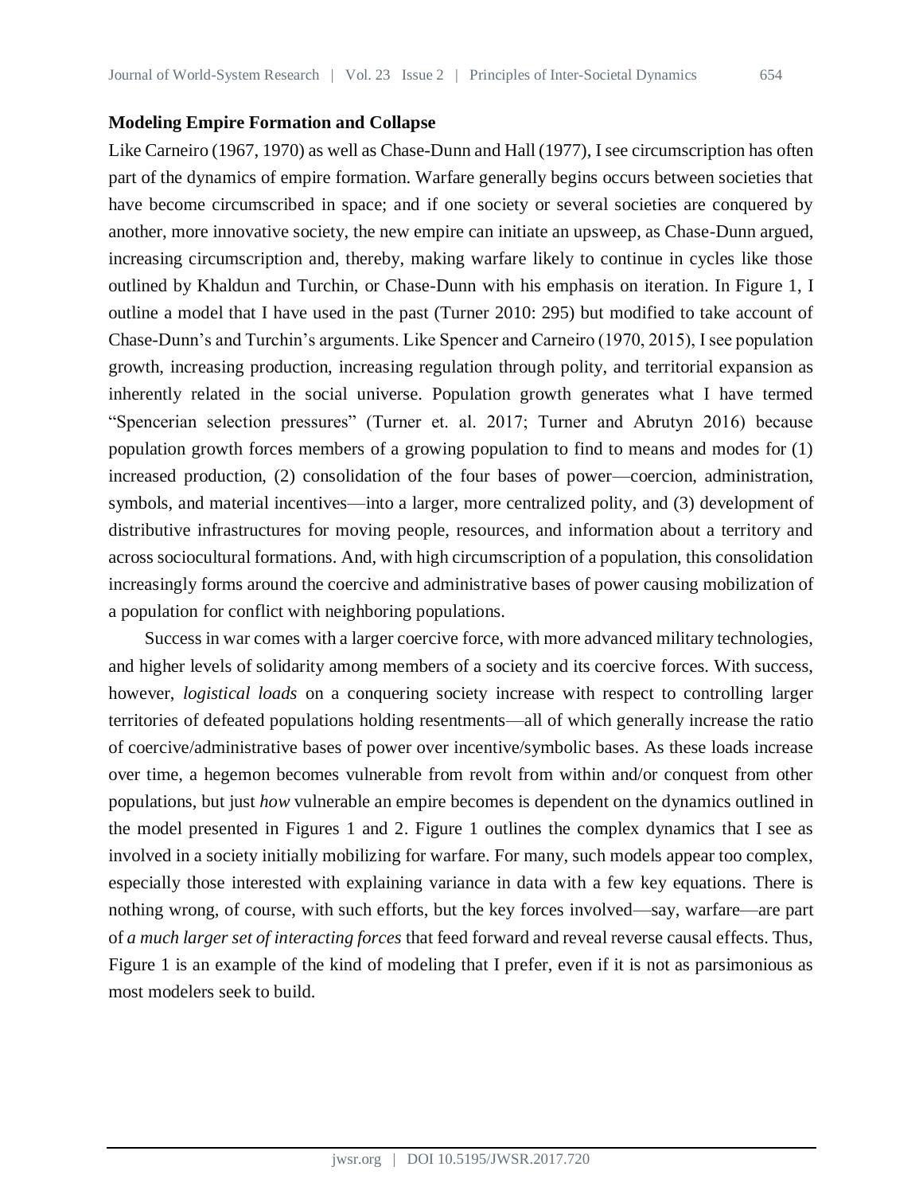**Modeling Empire Formation and Collapse**

Like Carneiro (1967, 1970) as well as Chase-Dunn and Hall (1977), I see circumscription has often part of the dynamics of empire formation. Warfare generally begins occurs between societies that have become circumscribed in space; and if one society or several societies are conquered by another, more innovative society, the new empire can initiate an upsweep, as Chase-Dunn argued, increasing circumscription and, thereby, making warfare likely to continue in cycles like those outlined by Khaldun and Turchin, or Chase-Dunn with his emphasis on iteration. In Figure 1, I outline a model that I have used in the past (Turner 2010: 295) but modified to take account of Chase-Dunn's and Turchin's arguments. Like Spencer and Carneiro (1970, 2015), I see population growth, increasing production, increasing regulation through polity, and territorial expansion as inherently related in the social universe. Population growth generates what I have termed "Spencerian selection pressures" (Turner et. al. 2017; Turner and Abrutyn 2016) because population growth forces members of a growing population to find to means and modes for (1) increased production, (2) consolidation of the four bases of power—coercion, administration, symbols, and material incentives—into a larger, more centralized polity, and (3) development of distributive infrastructures for moving people, resources, and information about a territory and across sociocultural formations. And, with high circumscription of a population, this consolidation increasingly forms around the coercive and administrative bases of power causing mobilization of a population for conflict with neighboring populations.

Success in war comes with a larger coercive force, with more advanced military technologies, and higher levels of solidarity among members of a society and its coercive forces. With success, however, *logistical loads* on a conquering society increase with respect to controlling larger territories of defeated populations holding resentments—all of which generally increase the ratio of coercive/administrative bases of power over incentive/symbolic bases. As these loads increase over time, a hegemon becomes vulnerable from revolt from within and/or conquest from other populations, but just *how* vulnerable an empire becomes is dependent on the dynamics outlined in the model presented in Figures 1 and 2. Figure 1 outlines the complex dynamics that I see as involved in a society initially mobilizing for warfare. For many, such models appear too complex, especially those interested with explaining variance in data with a few key equations. There is nothing wrong, of course, with such efforts, but the key forces involved—say, warfare—are part of *a much larger set of interacting forces* that feed forward and reveal reverse causal effects. Thus, Figure 1 is an example of the kind of modeling that I prefer, even if it is not as parsimonious as most modelers seek to build.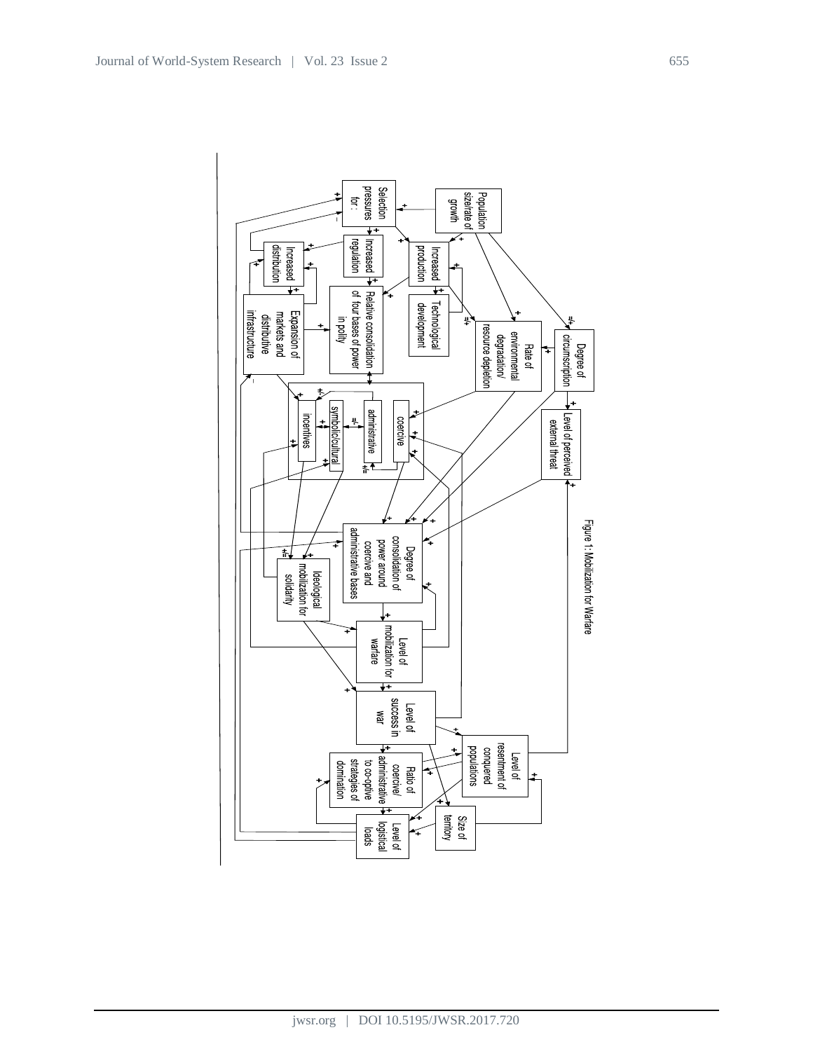Figure 1: Mobilization for Warfare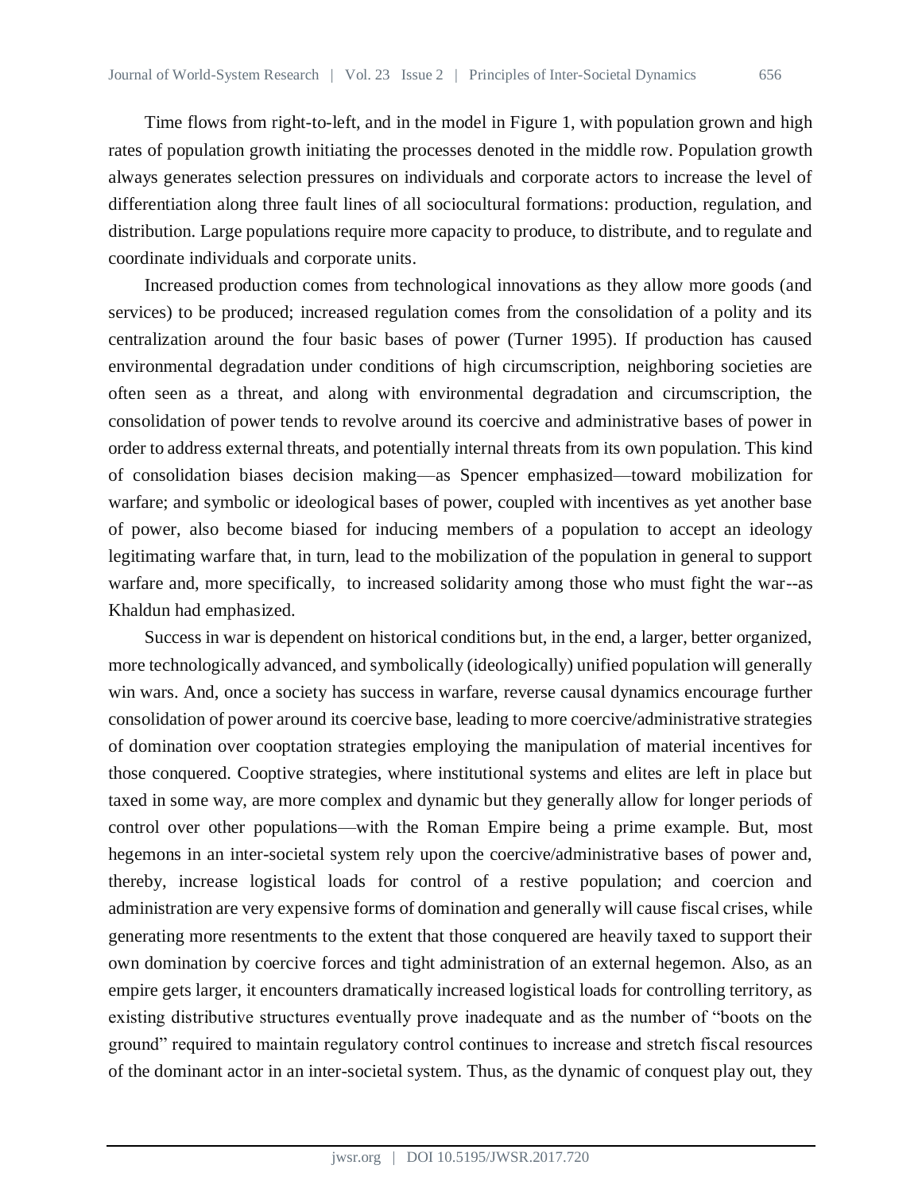Time flows from right-to-left, and in the model in Figure 1, with population grown and high rates of population growth initiating the processes denoted in the middle row. Population growth always generates selection pressures on individuals and corporate actors to increase the level of differentiation along three fault lines of all sociocultural formations: production, regulation, and distribution. Large populations require more capacity to produce, to distribute, and to regulate and coordinate individuals and corporate units.

Increased production comes from technological innovations as they allow more goods (and services) to be produced; increased regulation comes from the consolidation of a polity and its centralization around the four basic bases of power (Turner 1995). If production has caused environmental degradation under conditions of high circumscription, neighboring societies are often seen as a threat, and along with environmental degradation and circumscription, the consolidation of power tends to revolve around its coercive and administrative bases of power in order to address external threats, and potentially internal threats from its own population. This kind of consolidation biases decision making—as Spencer emphasized—toward mobilization for warfare; and symbolic or ideological bases of power, coupled with incentives as yet another base of power, also become biased for inducing members of a population to accept an ideology legitimating warfare that, in turn, lead to the mobilization of the population in general to support warfare and, more specifically, to increased solidarity among those who must fight the war--as Khaldun had emphasized.

Success in war is dependent on historical conditions but, in the end, a larger, better organized, more technologically advanced, and symbolically (ideologically) unified population will generally win wars. And, once a society has success in warfare, reverse causal dynamics encourage further consolidation of power around its coercive base, leading to more coercive/administrative strategies of domination over cooptation strategies employing the manipulation of material incentives for those conquered. Cooptive strategies, where institutional systems and elites are left in place but taxed in some way, are more complex and dynamic but they generally allow for longer periods of control over other populations—with the Roman Empire being a prime example. But, most hegemons in an inter-societal system rely upon the coercive/administrative bases of power and, thereby, increase logistical loads for control of a restive population; and coercion and administration are very expensive forms of domination and generally will cause fiscal crises, while generating more resentments to the extent that those conquered are heavily taxed to support their own domination by coercive forces and tight administration of an external hegemon. Also, as an empire gets larger, it encounters dramatically increased logistical loads for controlling territory, as existing distributive structures eventually prove inadequate and as the number of "boots on the ground" required to maintain regulatory control continues to increase and stretch fiscal resources of the dominant actor in an inter-societal system. Thus, as the dynamic of conquest play out, they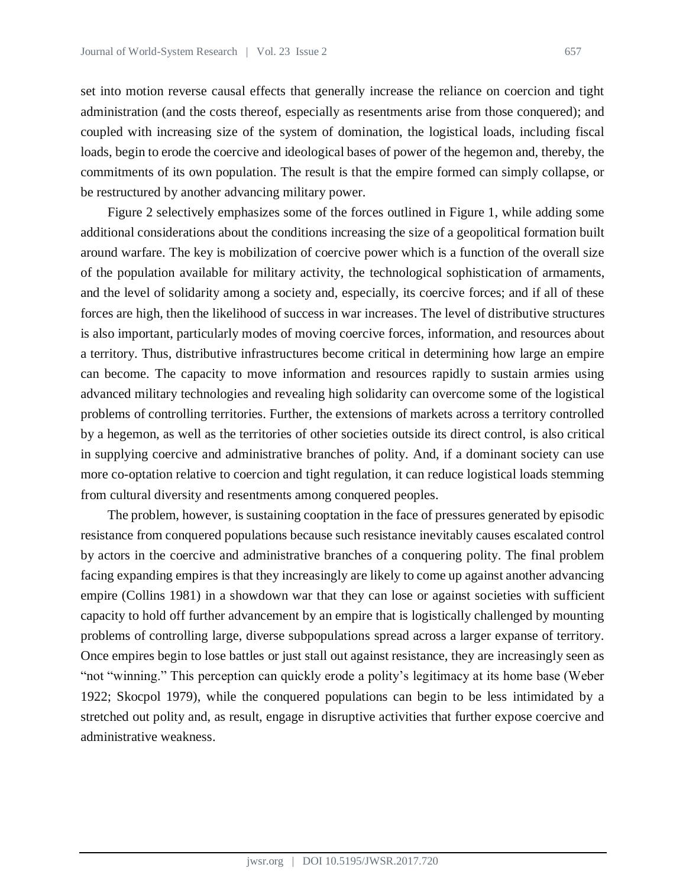set into motion reverse causal effects that generally increase the reliance on coercion and tight administration (and the costs thereof, especially as resentments arise from those conquered); and coupled with increasing size of the system of domination, the logistical loads, including fiscal loads, begin to erode the coercive and ideological bases of power of the hegemon and, thereby, the commitments of its own population. The result is that the empire formed can simply collapse, or be restructured by another advancing military power.

Figure 2 selectively emphasizes some of the forces outlined in Figure 1, while adding some additional considerations about the conditions increasing the size of a geopolitical formation built around warfare. The key is mobilization of coercive power which is a function of the overall size of the population available for military activity, the technological sophistication of armaments, and the level of solidarity among a society and, especially, its coercive forces; and if all of these forces are high, then the likelihood of success in war increases. The level of distributive structures is also important, particularly modes of moving coercive forces, information, and resources about a territory. Thus, distributive infrastructures become critical in determining how large an empire can become. The capacity to move information and resources rapidly to sustain armies using advanced military technologies and revealing high solidarity can overcome some of the logistical problems of controlling territories. Further, the extensions of markets across a territory controlled by a hegemon, as well as the territories of other societies outside its direct control, is also critical in supplying coercive and administrative branches of polity. And, if a dominant society can use more co-optation relative to coercion and tight regulation, it can reduce logistical loads stemming from cultural diversity and resentments among conquered peoples.

The problem, however, is sustaining cooptation in the face of pressures generated by episodic resistance from conquered populations because such resistance inevitably causes escalated control by actors in the coercive and administrative branches of a conquering polity. The final problem facing expanding empires is that they increasingly are likely to come up against another advancing empire (Collins 1981) in a showdown war that they can lose or against societies with sufficient capacity to hold off further advancement by an empire that is logistically challenged by mounting problems of controlling large, diverse subpopulations spread across a larger expanse of territory. Once empires begin to lose battles or just stall out against resistance, they are increasingly seen as "not "winning." This perception can quickly erode a polity's legitimacy at its home base (Weber 1922; Skocpol 1979), while the conquered populations can begin to be less intimidated by a stretched out polity and, as result, engage in disruptive activities that further expose coercive and administrative weakness.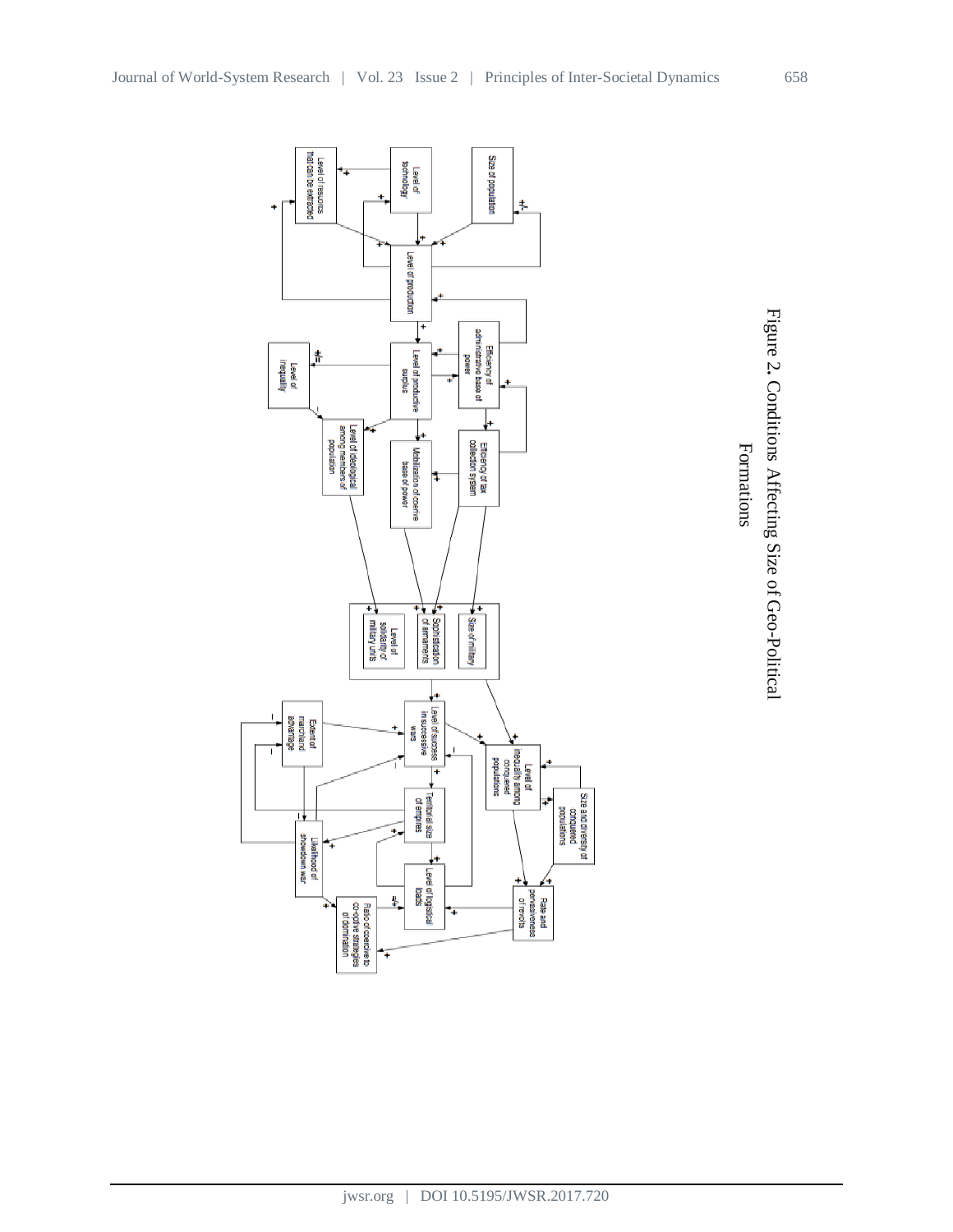Figure 2. Conditions Affecting Size of Geo-Political Formations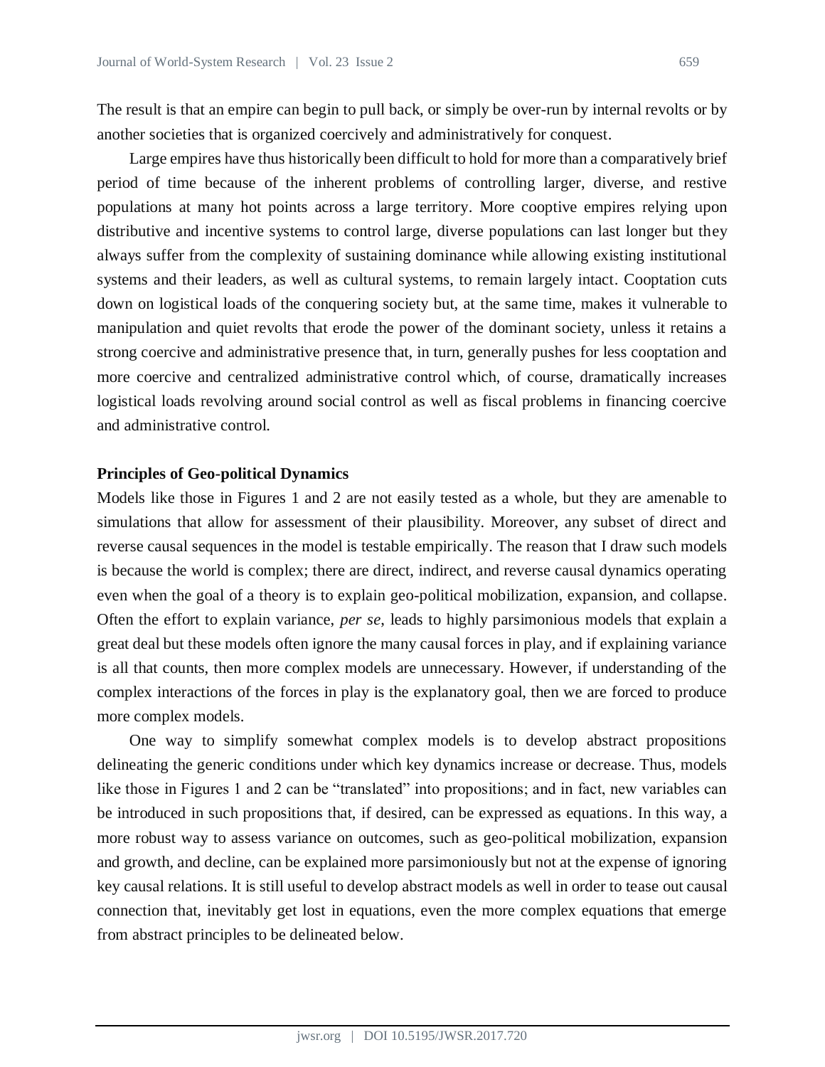The result is that an empire can begin to pull back, or simply be over-run by internal revolts or by another societies that is organized coercively and administratively for conquest.

Large empires have thus historically been difficult to hold for more than a comparatively brief period of time because of the inherent problems of controlling larger, diverse, and restive populations at many hot points across a large territory. More cooptive empires relying upon distributive and incentive systems to control large, diverse populations can last longer but they always suffer from the complexity of sustaining dominance while allowing existing institutional systems and their leaders, as well as cultural systems, to remain largely intact. Cooptation cuts down on logistical loads of the conquering society but, at the same time, makes it vulnerable to manipulation and quiet revolts that erode the power of the dominant society, unless it retains a strong coercive and administrative presence that, in turn, generally pushes for less cooptation and more coercive and centralized administrative control which, of course, dramatically increases logistical loads revolving around social control as well as fiscal problems in financing coercive and administrative control.

### Principles of Geo-political Dynamics

Models like those in Figures 1 and 2 are not easily tested as a whole, but they are amenable to simulations that allow for assessment of their plausibility. Moreover, any subset of direct and reverse causal sequences in the model is testable empirically. The reason that I draw such models is because the world is complex; there are direct, indirect, and reverse causal dynamics operating even when the goal of a theory is to explain geo-political mobilization, expansion, and collapse. Often the effort to explain variance, *per se*, leads to highly parsimonious models that explain a great deal but these models often ignore the many causal forces in play, and if explaining variance is all that counts, then more complex models are unnecessary. However, if understanding of the complex interactions of the forces in play is the explanatory goal, then we are forced to produce more complex models.

One way to simplify somewhat complex models is to develop abstract propositions delineating the generic conditions under which key dynamics increase or decrease. Thus, models like those in Figures 1 and 2 can be "translated" into propositions; and in fact, new variables can be introduced in such propositions that, if desired, can be expressed as equations. In this way, a more robust way to assess variance on outcomes, such as geo-political mobilization, expansion and growth, and decline, can be explained more parsimoniously but not at the expense of ignoring key causal relations. It is still useful to develop abstract models as well in order to tease out causal connection that, inevitably get lost in equations, even the more complex equations that emerge from abstract principles to be delineated below.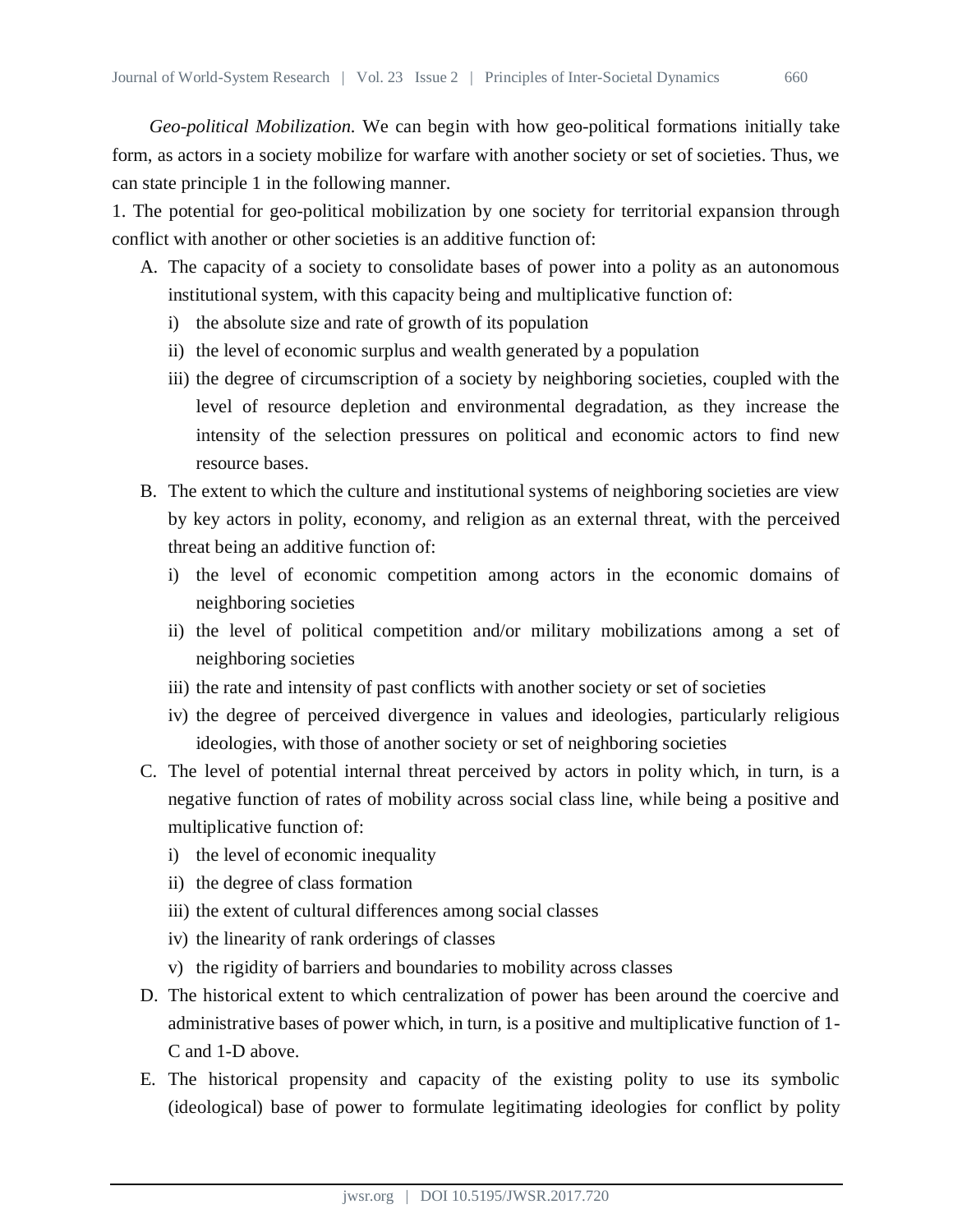*Geo-political Mobilization.* We can begin with how geo-political formations initially take form, as actors in a society mobilize for warfare with another society or set of societies. Thus, we can state principle 1 in the following manner.

1. The potential for geo-political mobilization by one society for territorial expansion through conflict with another or other societies is an additive function of:

   A. The capacity of a society to consolidate bases of power into a polity as an autonomous institutional system, with this capacity being and multiplicative function of:
      i) the absolute size and rate of growth of its population
      ii) the level of economic surplus and wealth generated by a population
      iii) the degree of circumscription of a society by neighboring societies, coupled with the level of resource depletion and environmental degradation, as they increase the intensity of the selection pressures on political and economic actors to find new resource bases.

   B. The extent to which the culture and institutional systems of neighboring societies are view by key actors in polity, economy, and religion as an external threat, with the perceived threat being an additive function of:
      i) the level of economic competition among actors in the economic domains of neighboring societies
      ii) the level of political competition and/or military mobilizations among a set of neighboring societies
      iii) the rate and intensity of past conflicts with another society or set of societies
      iv) the degree of perceived divergence in values and ideologies, particularly religious ideologies, with those of another society or set of neighboring societies

   C. The level of potential internal threat perceived by actors in polity which, in turn, is a negative function of rates of mobility across social class line, while being a positive and multiplicative function of:
      i) the level of economic inequality
      ii) the degree of class formation
      iii) the extent of cultural differences among social classes
      iv) the linearity of rank orderings of classes
      v) the rigidity of barriers and boundaries to mobility across classes

   D. The historical extent to which centralization of power has been around the coercive and administrative bases of power which, in turn, is a positive and multiplicative function of 1-C and 1-D above.

   E. The historical propensity and capacity of the existing polity to use its symbolic (ideological) base of power to formulate legitimating ideologies for conflict by polity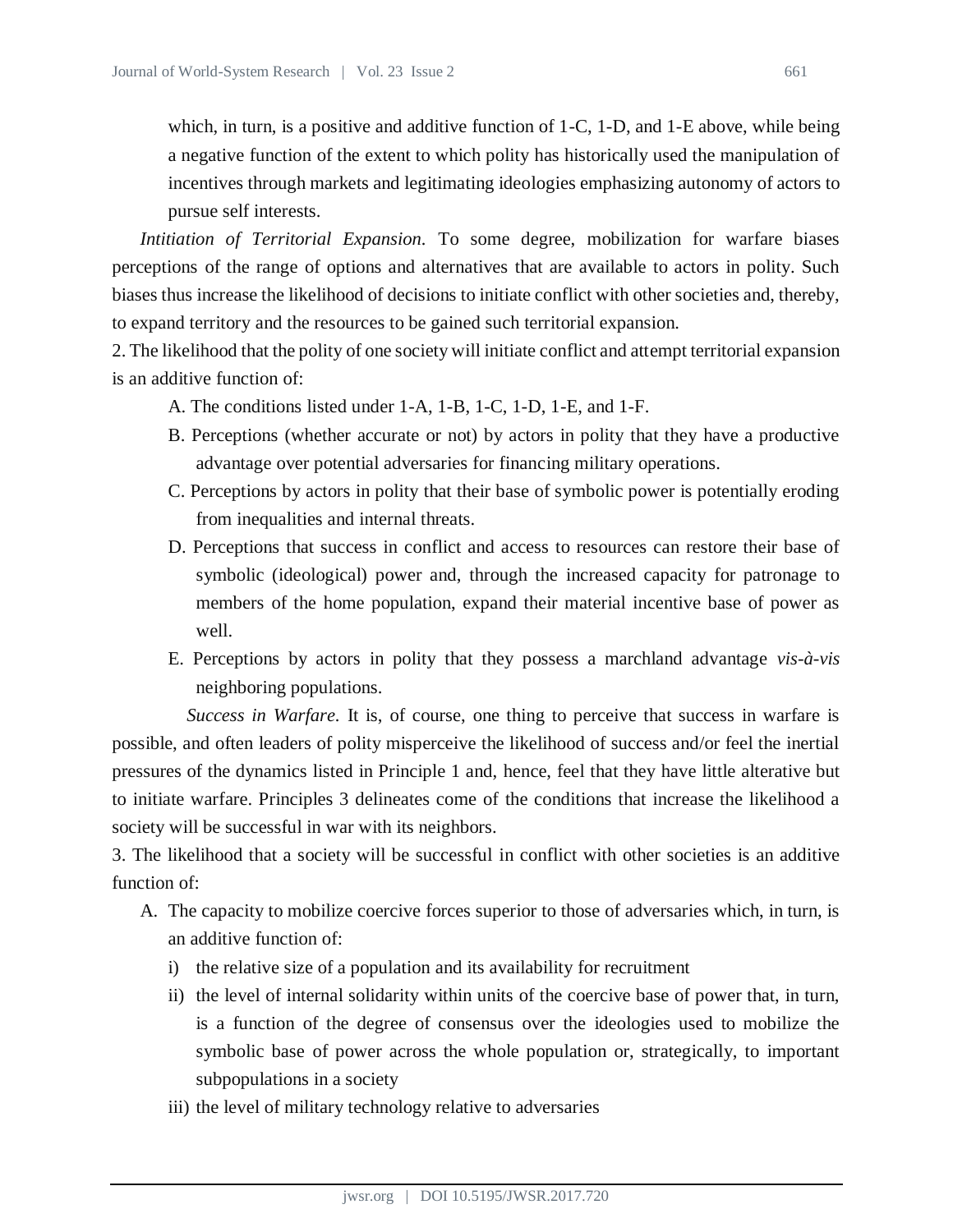which, in turn, is a positive and additive function of 1-C, 1-D, and 1-E above, while being a negative function of the extent to which polity has historically used the manipulation of incentives through markets and legitimating ideologies emphasizing autonomy of actors to pursue self interests.

*Intitiation of Territorial Expansion*. To some degree, mobilization for warfare biases perceptions of the range of options and alternatives that are available to actors in polity. Such biases thus increase the likelihood of decisions to initiate conflict with other societies and, thereby, to expand territory and the resources to be gained such territorial expansion.

2. The likelihood that the polity of one society will initiate conflict and attempt territorial expansion is an additive function of:

A. The conditions listed under 1-A, 1-B, 1-C, 1-D, 1-E, and 1-F.

B. Perceptions (whether accurate or not) by actors in polity that they have a productive advantage over potential adversaries for financing military operations.

C. Perceptions by actors in polity that their base of symbolic power is potentially eroding from inequalities and internal threats.

D. Perceptions that success in conflict and access to resources can restore their base of symbolic (ideological) power and, through the increased capacity for patronage to members of the home population, expand their material incentive base of power as well.

E. Perceptions by actors in polity that they possess a marchland advantage *vis-à-vis* neighboring populations.

*Success in Warfare*. It is, of course, one thing to perceive that success in warfare is possible, and often leaders of polity misperceive the likelihood of success and/or feel the inertial pressures of the dynamics listed in Principle 1 and, hence, feel that they have little alterative but to initiate warfare. Principles 3 delineates come of the conditions that increase the likelihood a society will be successful in war with its neighbors.

3. The likelihood that a society will be successful in conflict with other societies is an additive function of:

A. The capacity to mobilize coercive forces superior to those of adversaries which, in turn, is an additive function of:

  i) the relative size of a population and its availability for recruitment

  ii) the level of internal solidarity within units of the coercive base of power that, in turn, is a function of the degree of consensus over the ideologies used to mobilize the symbolic base of power across the whole population or, strategically, to important subpopulations in a society

  iii) the level of military technology relative to adversaries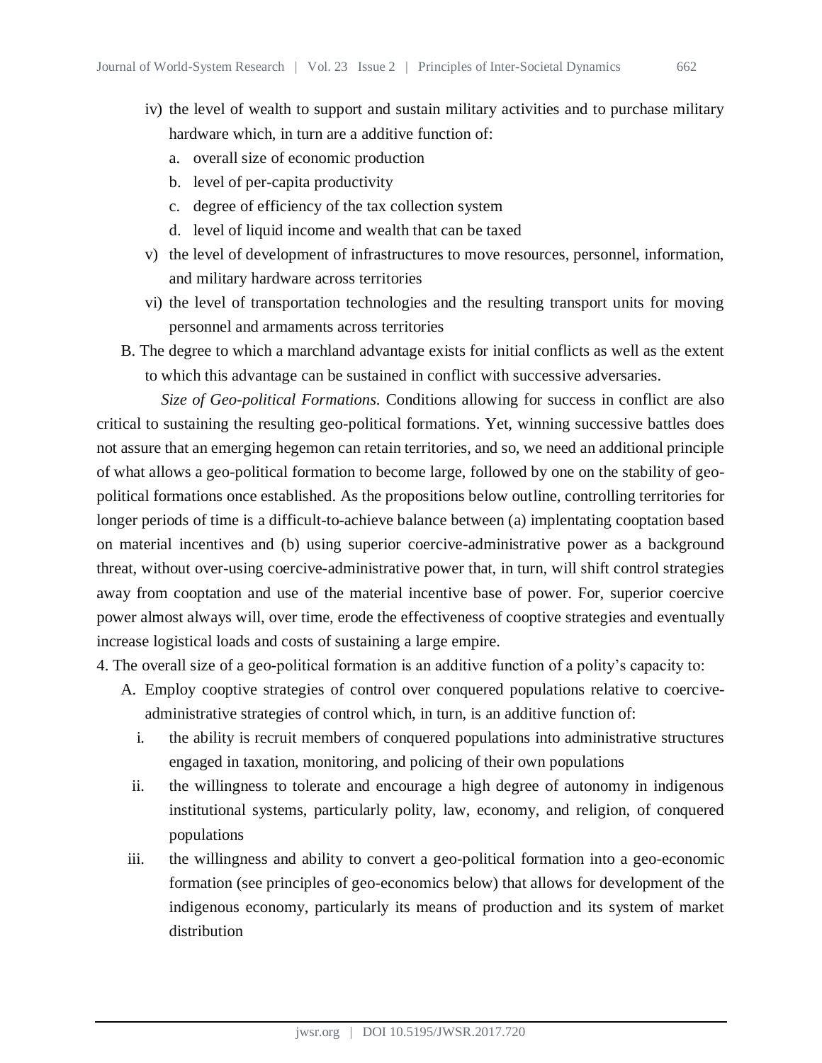iv) the level of wealth to support and sustain military activities and to purchase military hardware which, in turn are a additive function of:
   a. overall size of economic production
   b. level of per-capita productivity
   c. degree of efficiency of the tax collection system
   d. level of liquid income and wealth that can be taxed

v) the level of development of infrastructures to move resources, personnel, information, and military hardware across territories

vi) the level of transportation technologies and the resulting transport units for moving personnel and armaments across territories

B. The degree to which a marchland advantage exists for initial conflicts as well as the extent to which this advantage can be sustained in conflict with successive adversaries.

*Size of Geo-political Formations.* Conditions allowing for success in conflict are also critical to sustaining the resulting geo-political formations. Yet, winning successive battles does not assure that an emerging hegemon can retain territories, and so, we need an additional principle of what allows a geo-political formation to become large, followed by one on the stability of geo-political formations once established. As the propositions below outline, controlling territories for longer periods of time is a difficult-to-achieve balance between (a) implentating cooptation based on material incentives and (b) using superior coercive-administrative power as a background threat, without over-using coercive-administrative power that, in turn, will shift control strategies away from cooptation and use of the material incentive base of power. For, superior coercive power almost always will, over time, erode the effectiveness of cooptive strategies and eventually increase logistical loads and costs of sustaining a large empire.

4. The overall size of a geo-political formation is an additive function of a polity's capacity to:

A. Employ cooptive strategies of control over conquered populations relative to coercive-administrative strategies of control which, in turn, is an additive function of:

i. the ability is recruit members of conquered populations into administrative structures engaged in taxation, monitoring, and policing of their own populations

ii. the willingness to tolerate and encourage a high degree of autonomy in indigenous institutional systems, particularly polity, law, economy, and religion, of conquered populations

iii. the willingness and ability to convert a geo-political formation into a geo-economic formation (see principles of geo-economics below) that allows for development of the indigenous economy, particularly its means of production and its system of market distribution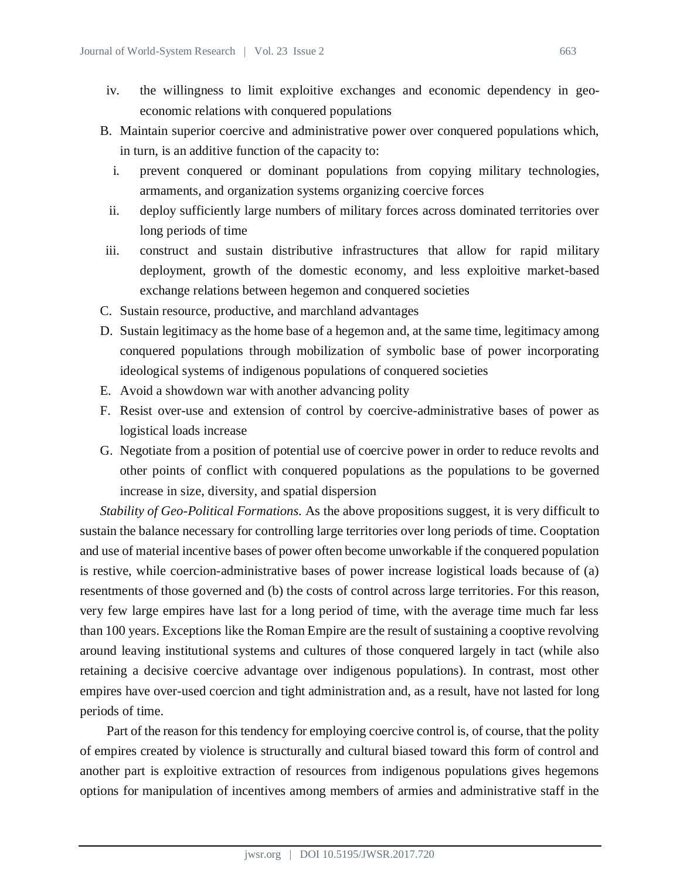iv. the willingness to limit exploitive exchanges and economic dependency in geo-economic relations with conquered populations

B. Maintain superior coercive and administrative power over conquered populations which, in turn, is an additive function of the capacity to:
   i. prevent conquered or dominant populations from copying military technologies, armaments, and organization systems organizing coercive forces
   ii. deploy sufficiently large numbers of military forces across dominated territories over long periods of time
   iii. construct and sustain distributive infrastructures that allow for rapid military deployment, growth of the domestic economy, and less exploitive market-based exchange relations between hegemon and conquered societies

C. Sustain resource, productive, and marchland advantages

D. Sustain legitimacy as the home base of a hegemon and, at the same time, legitimacy among conquered populations through mobilization of symbolic base of power incorporating ideological systems of indigenous populations of conquered societies

E. Avoid a showdown war with another advancing polity

F. Resist over-use and extension of control by coercive-administrative bases of power as logistical loads increase

G. Negotiate from a position of potential use of coercive power in order to reduce revolts and other points of conflict with conquered populations as the populations to be governed increase in size, diversity, and spatial dispersion

*Stability of Geo-Political Formations.* As the above propositions suggest, it is very difficult to sustain the balance necessary for controlling large territories over long periods of time. Cooptation and use of material incentive bases of power often become unworkable if the conquered population is restive, while coercion-administrative bases of power increase logistical loads because of (a) resentments of those governed and (b) the costs of control across large territories. For this reason, very few large empires have last for a long period of time, with the average time much far less than 100 years. Exceptions like the Roman Empire are the result of sustaining a cooptive revolving around leaving institutional systems and cultures of those conquered largely in tact (while also retaining a decisive coercive advantage over indigenous populations). In contrast, most other empires have over-used coercion and tight administration and, as a result, have not lasted for long periods of time.

Part of the reason for this tendency for employing coercive control is, of course, that the polity of empires created by violence is structurally and cultural biased toward this form of control and another part is exploitive extraction of resources from indigenous populations gives hegemons options for manipulation of incentives among members of armies and administrative staff in the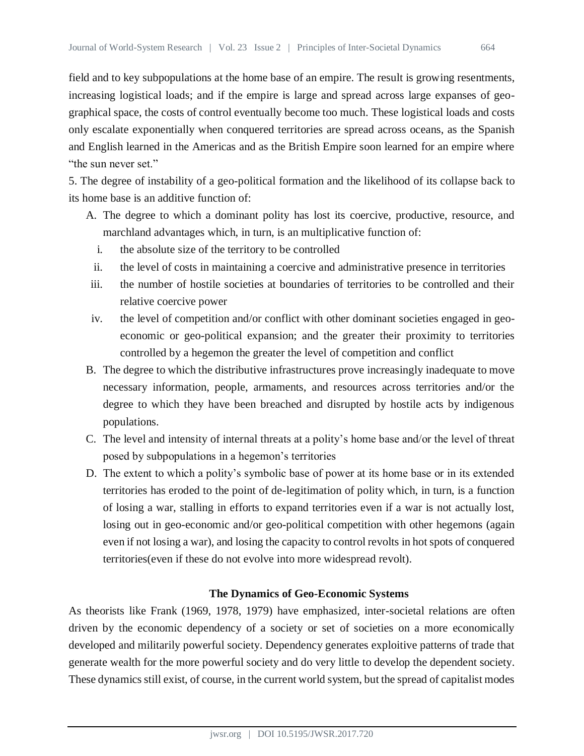field and to key subpopulations at the home base of an empire. The result is growing resentments, increasing logistical loads; and if the empire is large and spread across large expanses of geographical space, the costs of control eventually become too much. These logistical loads and costs only escalate exponentially when conquered territories are spread across oceans, as the Spanish and English learned in the Americas and as the British Empire soon learned for an empire where "the sun never set."

5. The degree of instability of a geo-political formation and the likelihood of its collapse back to its home base is an additive function of:

A. The degree to which a dominant polity has lost its coercive, productive, resource, and marchland advantages which, in turn, is an multiplicative function of:
   i. the absolute size of the territory to be controlled
   ii. the level of costs in maintaining a coercive and administrative presence in territories
   iii. the number of hostile societies at boundaries of territories to be controlled and their relative coercive power
   iv. the level of competition and/or conflict with other dominant societies engaged in geo-economic or geo-political expansion; and the greater their proximity to territories controlled by a hegemon the greater the level of competition and conflict

B. The degree to which the distributive infrastructures prove increasingly inadequate to move necessary information, people, armaments, and resources across territories and/or the degree to which they have been breached and disrupted by hostile acts by indigenous populations.

C. The level and intensity of internal threats at a polity's home base and/or the level of threat posed by subpopulations in a hegemon's territories

D. The extent to which a polity's symbolic base of power at its home base or in its extended territories has eroded to the point of de-legitimation of polity which, in turn, is a function of losing a war, stalling in efforts to expand territories even if a war is not actually lost, losing out in geo-economic and/or geo-political competition with other hegemons (again even if not losing a war), and losing the capacity to control revolts in hot spots of conquered territories(even if these do not evolve into more widespread revolt).

## The Dynamics of Geo-Economic Systems

As theorists like Frank (1969, 1978, 1979) have emphasized, inter-societal relations are often driven by the economic dependency of a society or set of societies on a more economically developed and militarily powerful society. Dependency generates exploitive patterns of trade that generate wealth for the more powerful society and do very little to develop the dependent society. These dynamics still exist, of course, in the current world system, but the spread of capitalist modes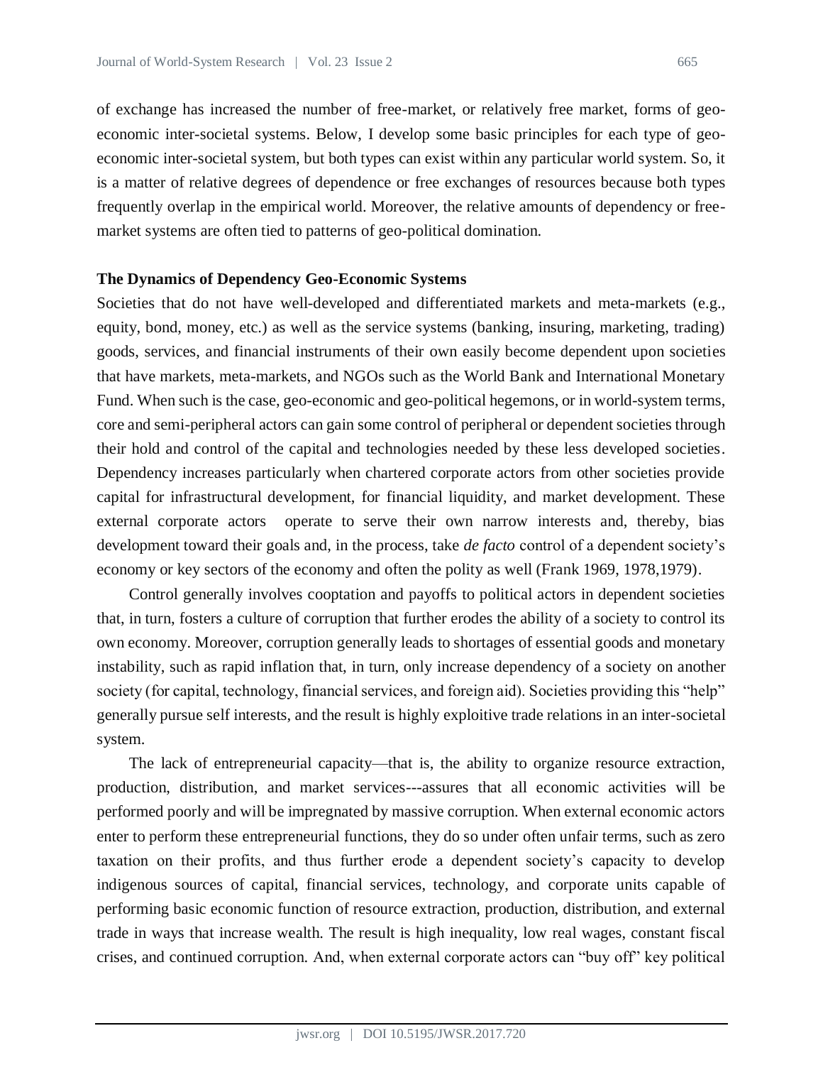of exchange has increased the number of free-market, or relatively free market, forms of geo-economic inter-societal systems. Below, I develop some basic principles for each type of geo-economic inter-societal system, but both types can exist within any particular world system. So, it is a matter of relative degrees of dependence or free exchanges of resources because both types frequently overlap in the empirical world. Moreover, the relative amounts of dependency or free-market systems are often tied to patterns of geo-political domination.

**The Dynamics of Dependency Geo-Economic Systems**

Societies that do not have well-developed and differentiated markets and meta-markets (e.g., equity, bond, money, etc.) as well as the service systems (banking, insuring, marketing, trading) goods, services, and financial instruments of their own easily become dependent upon societies that have markets, meta-markets, and NGOs such as the World Bank and International Monetary Fund. When such is the case, geo-economic and geo-political hegemons, or in world-system terms, core and semi-peripheral actors can gain some control of peripheral or dependent societies through their hold and control of the capital and technologies needed by these less developed societies. Dependency increases particularly when chartered corporate actors from other societies provide capital for infrastructural development, for financial liquidity, and market development. These external corporate actors operate to serve their own narrow interests and, thereby, bias development toward their goals and, in the process, take *de facto* control of a dependent society's economy or key sectors of the economy and often the polity as well (Frank 1969, 1978,1979).

Control generally involves cooptation and payoffs to political actors in dependent societies that, in turn, fosters a culture of corruption that further erodes the ability of a society to control its own economy. Moreover, corruption generally leads to shortages of essential goods and monetary instability, such as rapid inflation that, in turn, only increase dependency of a society on another society (for capital, technology, financial services, and foreign aid). Societies providing this "help" generally pursue self interests, and the result is highly exploitive trade relations in an inter-societal system.

The lack of entrepreneurial capacity—that is, the ability to organize resource extraction, production, distribution, and market services---assures that all economic activities will be performed poorly and will be impregnated by massive corruption. When external economic actors enter to perform these entrepreneurial functions, they do so under often unfair terms, such as zero taxation on their profits, and thus further erode a dependent society's capacity to develop indigenous sources of capital, financial services, technology, and corporate units capable of performing basic economic function of resource extraction, production, distribution, and external trade in ways that increase wealth. The result is high inequality, low real wages, constant fiscal crises, and continued corruption. And, when external corporate actors can "buy off" key political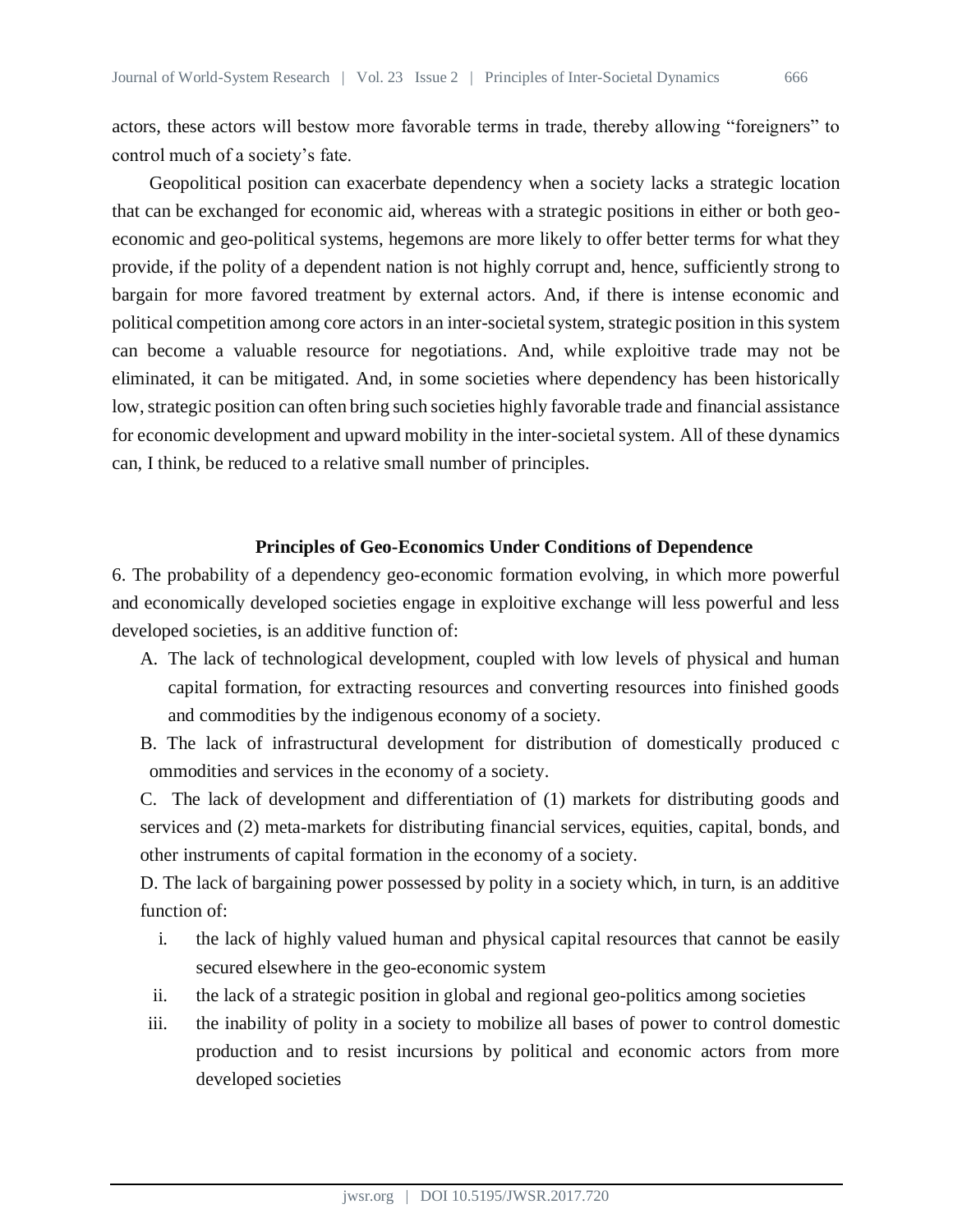actors, these actors will bestow more favorable terms in trade, thereby allowing "foreigners" to control much of a society's fate.

Geopolitical position can exacerbate dependency when a society lacks a strategic location that can be exchanged for economic aid, whereas with a strategic positions in either or both geo-economic and geo-political systems, hegemons are more likely to offer better terms for what they provide, if the polity of a dependent nation is not highly corrupt and, hence, sufficiently strong to bargain for more favored treatment by external actors. And, if there is intense economic and political competition among core actors in an inter-societal system, strategic position in this system can become a valuable resource for negotiations. And, while exploitive trade may not be eliminated, it can be mitigated. And, in some societies where dependency has been historically low, strategic position can often bring such societies highly favorable trade and financial assistance for economic development and upward mobility in the inter-societal system. All of these dynamics can, I think, be reduced to a relative small number of principles.

### Principles of Geo-Economics Under Conditions of Dependence

6. The probability of a dependency geo-economic formation evolving, in which more powerful and economically developed societies engage in exploitive exchange will less powerful and less developed societies, is an additive function of:

A. The lack of technological development, coupled with low levels of physical and human capital formation, for extracting resources and converting resources into finished goods and commodities by the indigenous economy of a society.

B. The lack of infrastructural development for distribution of domestically produced c ommodities and services in the economy of a society.

C. The lack of development and differentiation of (1) markets for distributing goods and services and (2) meta-markets for distributing financial services, equities, capital, bonds, and other instruments of capital formation in the economy of a society.

D. The lack of bargaining power possessed by polity in a society which, in turn, is an additive function of:

i. the lack of highly valued human and physical capital resources that cannot be easily secured elsewhere in the geo-economic system

ii. the lack of a strategic position in global and regional geo-politics among societies

iii. the inability of polity in a society to mobilize all bases of power to control domestic production and to resist incursions by political and economic actors from more developed societies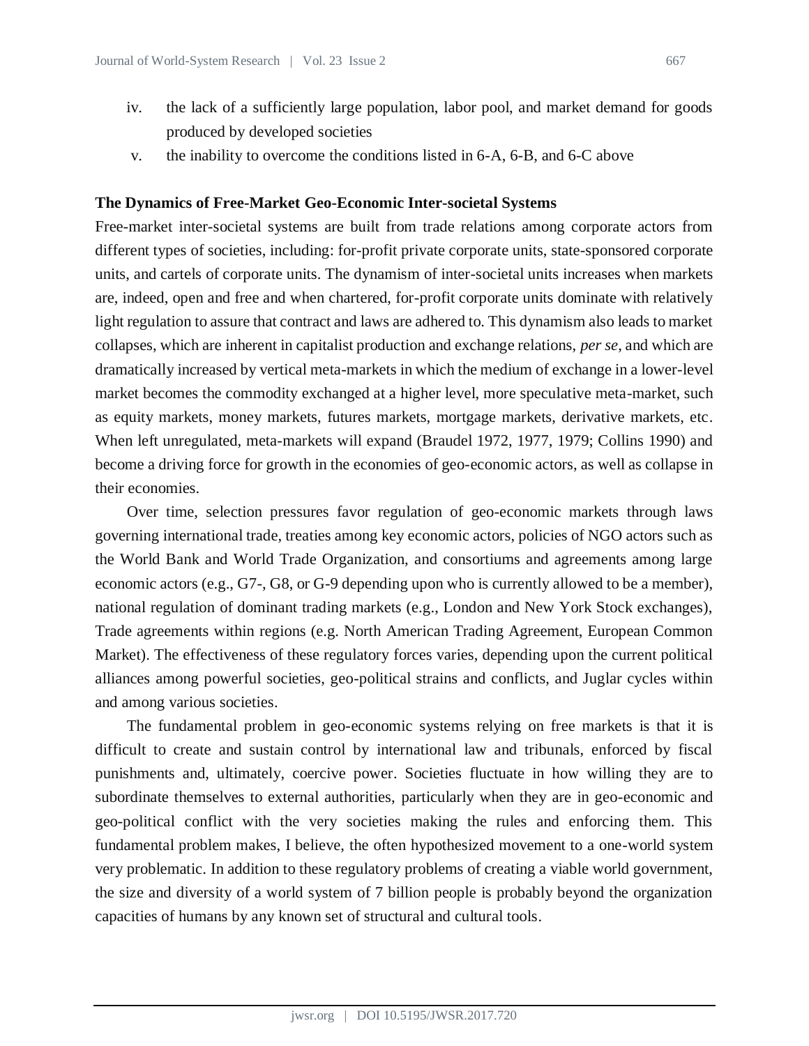iv. the lack of a sufficiently large population, labor pool, and market demand for goods produced by developed societies

v. the inability to overcome the conditions listed in 6-A, 6-B, and 6-C above

**The Dynamics of Free-Market Geo-Economic Inter-societal Systems**

Free-market inter-societal systems are built from trade relations among corporate actors from different types of societies, including: for-profit private corporate units, state-sponsored corporate units, and cartels of corporate units. The dynamism of inter-societal units increases when markets are, indeed, open and free and when chartered, for-profit corporate units dominate with relatively light regulation to assure that contract and laws are adhered to. This dynamism also leads to market collapses, which are inherent in capitalist production and exchange relations, *per se*, and which are dramatically increased by vertical meta-markets in which the medium of exchange in a lower-level market becomes the commodity exchanged at a higher level, more speculative meta-market, such as equity markets, money markets, futures markets, mortgage markets, derivative markets, etc. When left unregulated, meta-markets will expand (Braudel 1972, 1977, 1979; Collins 1990) and become a driving force for growth in the economies of geo-economic actors, as well as collapse in their economies.

Over time, selection pressures favor regulation of geo-economic markets through laws governing international trade, treaties among key economic actors, policies of NGO actors such as the World Bank and World Trade Organization, and consortiums and agreements among large economic actors (e.g., G7-, G8, or G-9 depending upon who is currently allowed to be a member), national regulation of dominant trading markets (e.g., London and New York Stock exchanges), Trade agreements within regions (e.g. North American Trading Agreement, European Common Market). The effectiveness of these regulatory forces varies, depending upon the current political alliances among powerful societies, geo-political strains and conflicts, and Juglar cycles within and among various societies.

The fundamental problem in geo-economic systems relying on free markets is that it is difficult to create and sustain control by international law and tribunals, enforced by fiscal punishments and, ultimately, coercive power. Societies fluctuate in how willing they are to subordinate themselves to external authorities, particularly when they are in geo-economic and geo-political conflict with the very societies making the rules and enforcing them. This fundamental problem makes, I believe, the often hypothesized movement to a one-world system very problematic. In addition to these regulatory problems of creating a viable world government, the size and diversity of a world system of 7 billion people is probably beyond the organization capacities of humans by any known set of structural and cultural tools.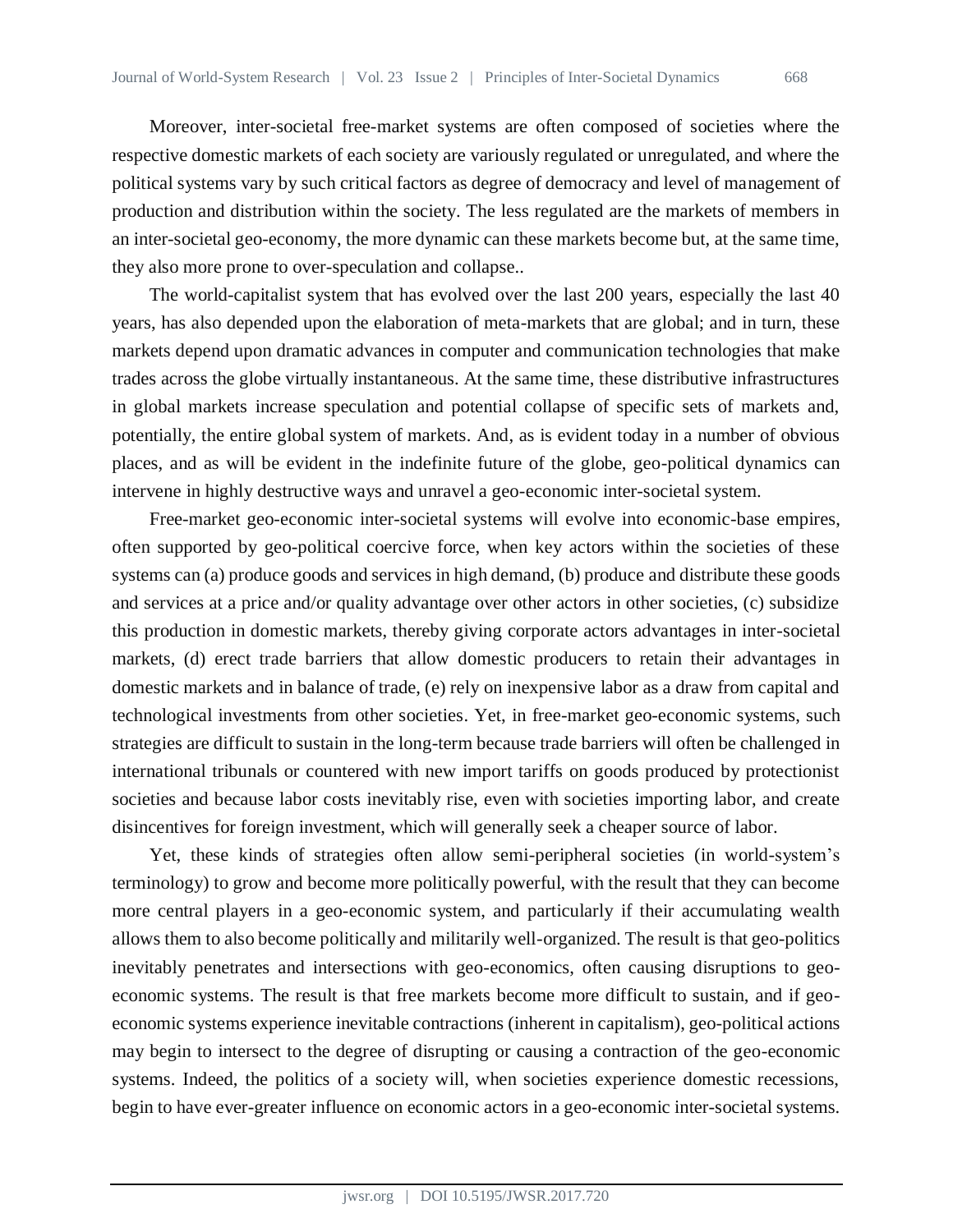Moreover, inter-societal free-market systems are often composed of societies where the respective domestic markets of each society are variously regulated or unregulated, and where the political systems vary by such critical factors as degree of democracy and level of management of production and distribution within the society. The less regulated are the markets of members in an inter-societal geo-economy, the more dynamic can these markets become but, at the same time, they also more prone to over-speculation and collapse..

The world-capitalist system that has evolved over the last 200 years, especially the last 40 years, has also depended upon the elaboration of meta-markets that are global; and in turn, these markets depend upon dramatic advances in computer and communication technologies that make trades across the globe virtually instantaneous. At the same time, these distributive infrastructures in global markets increase speculation and potential collapse of specific sets of markets and, potentially, the entire global system of markets. And, as is evident today in a number of obvious places, and as will be evident in the indefinite future of the globe, geo-political dynamics can intervene in highly destructive ways and unravel a geo-economic inter-societal system.

Free-market geo-economic inter-societal systems will evolve into economic-base empires, often supported by geo-political coercive force, when key actors within the societies of these systems can (a) produce goods and services in high demand, (b) produce and distribute these goods and services at a price and/or quality advantage over other actors in other societies, (c) subsidize this production in domestic markets, thereby giving corporate actors advantages in inter-societal markets, (d) erect trade barriers that allow domestic producers to retain their advantages in domestic markets and in balance of trade, (e) rely on inexpensive labor as a draw from capital and technological investments from other societies. Yet, in free-market geo-economic systems, such strategies are difficult to sustain in the long-term because trade barriers will often be challenged in international tribunals or countered with new import tariffs on goods produced by protectionist societies and because labor costs inevitably rise, even with societies importing labor, and create disincentives for foreign investment, which will generally seek a cheaper source of labor.

Yet, these kinds of strategies often allow semi-peripheral societies (in world-system's terminology) to grow and become more politically powerful, with the result that they can become more central players in a geo-economic system, and particularly if their accumulating wealth allows them to also become politically and militarily well-organized. The result is that geo-politics inevitably penetrates and intersections with geo-economics, often causing disruptions to geo-economic systems. The result is that free markets become more difficult to sustain, and if geo-economic systems experience inevitable contractions (inherent in capitalism), geo-political actions may begin to intersect to the degree of disrupting or causing a contraction of the geo-economic systems. Indeed, the politics of a society will, when societies experience domestic recessions, begin to have ever-greater influence on economic actors in a geo-economic inter-societal systems.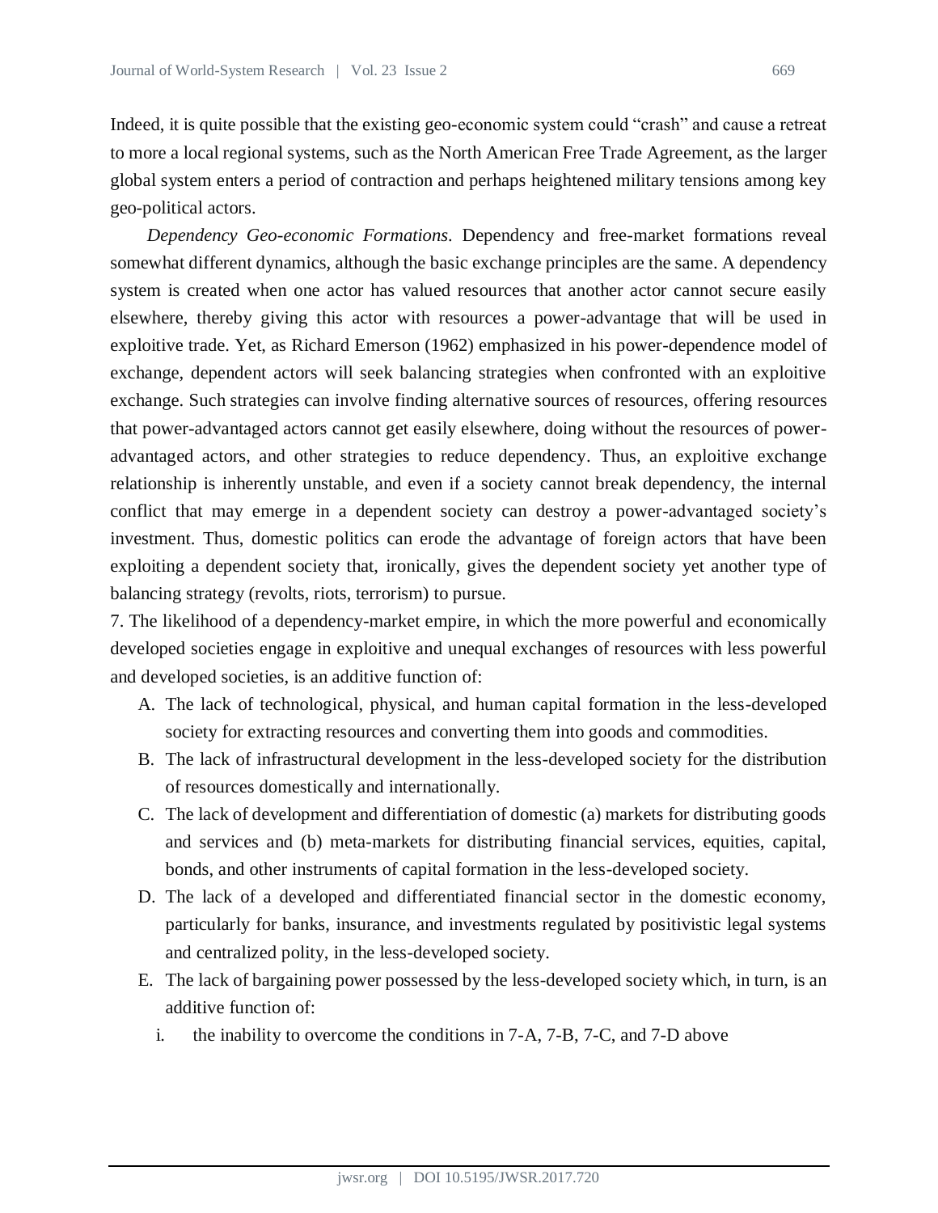Indeed, it is quite possible that the existing geo-economic system could "crash" and cause a retreat to more a local regional systems, such as the North American Free Trade Agreement, as the larger global system enters a period of contraction and perhaps heightened military tensions among key geo-political actors.

*Dependency Geo-economic Formations.* Dependency and free-market formations reveal somewhat different dynamics, although the basic exchange principles are the same. A dependency system is created when one actor has valued resources that another actor cannot secure easily elsewhere, thereby giving this actor with resources a power-advantage that will be used in exploitive trade. Yet, as Richard Emerson (1962) emphasized in his power-dependence model of exchange, dependent actors will seek balancing strategies when confronted with an exploitive exchange. Such strategies can involve finding alternative sources of resources, offering resources that power-advantaged actors cannot get easily elsewhere, doing without the resources of power-advantaged actors, and other strategies to reduce dependency. Thus, an exploitive exchange relationship is inherently unstable, and even if a society cannot break dependency, the internal conflict that may emerge in a dependent society can destroy a power-advantaged society's investment. Thus, domestic politics can erode the advantage of foreign actors that have been exploiting a dependent society that, ironically, gives the dependent society yet another type of balancing strategy (revolts, riots, terrorism) to pursue.

7. The likelihood of a dependency-market empire, in which the more powerful and economically developed societies engage in exploitive and unequal exchanges of resources with less powerful and developed societies, is an additive function of:

A. The lack of technological, physical, and human capital formation in the less-developed society for extracting resources and converting them into goods and commodities.
B. The lack of infrastructural development in the less-developed society for the distribution of resources domestically and internationally.
C. The lack of development and differentiation of domestic (a) markets for distributing goods and services and (b) meta-markets for distributing financial services, equities, capital, bonds, and other instruments of capital formation in the less-developed society.
D. The lack of a developed and differentiated financial sector in the domestic economy, particularly for banks, insurance, and investments regulated by positivistic legal systems and centralized polity, in the less-developed society.
E. The lack of bargaining power possessed by the less-developed society which, in turn, is an additive function of:
    i. the inability to overcome the conditions in 7-A, 7-B, 7-C, and 7-D above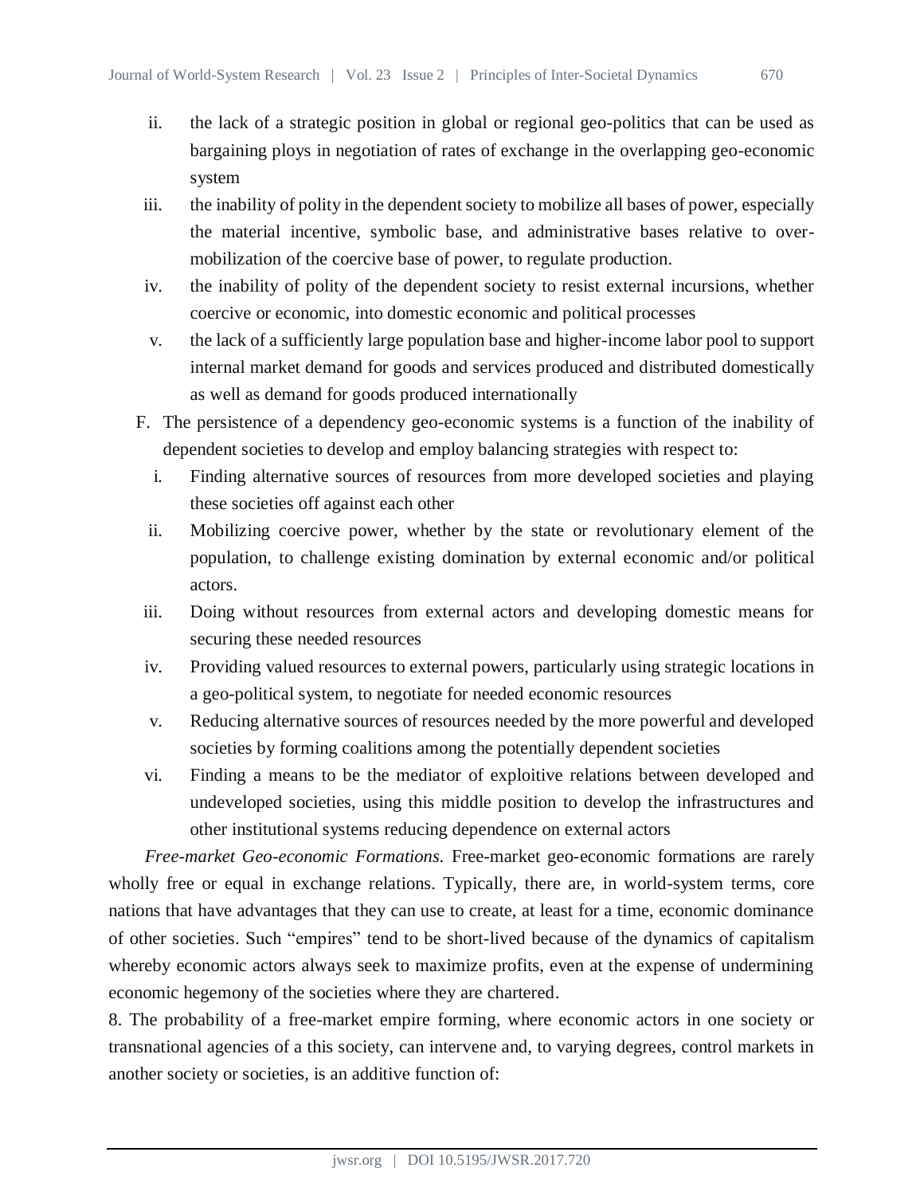ii. the lack of a strategic position in global or regional geo-politics that can be used as bargaining ploys in negotiation of rates of exchange in the overlapping geo-economic system
iii. the inability of polity in the dependent society to mobilize all bases of power, especially the material incentive, symbolic base, and administrative bases relative to over-mobilization of the coercive base of power, to regulate production.
iv. the inability of polity of the dependent society to resist external incursions, whether coercive or economic, into domestic economic and political processes
v. the lack of a sufficiently large population base and higher-income labor pool to support internal market demand for goods and services produced and distributed domestically as well as demand for goods produced internationally

F. The persistence of a dependency geo-economic systems is a function of the inability of dependent societies to develop and employ balancing strategies with respect to:
   i. Finding alternative sources of resources from more developed societies and playing these societies off against each other
   ii. Mobilizing coercive power, whether by the state or revolutionary element of the population, to challenge existing domination by external economic and/or political actors.
   iii. Doing without resources from external actors and developing domestic means for securing these needed resources
   iv. Providing valued resources to external powers, particularly using strategic locations in a geo-political system, to negotiate for needed economic resources
   v. Reducing alternative sources of resources needed by the more powerful and developed societies by forming coalitions among the potentially dependent societies
   vi. Finding a means to be the mediator of exploitive relations between developed and undeveloped societies, using this middle position to develop the infrastructures and other institutional systems reducing dependence on external actors

*Free-market Geo-economic Formations.* Free-market geo-economic formations are rarely wholly free or equal in exchange relations. Typically, there are, in world-system terms, core nations that have advantages that they can use to create, at least for a time, economic dominance of other societies. Such "empires" tend to be short-lived because of the dynamics of capitalism whereby economic actors always seek to maximize profits, even at the expense of undermining economic hegemony of the societies where they are chartered.

8. The probability of a free-market empire forming, where economic actors in one society or transnational agencies of a this society, can intervene and, to varying degrees, control markets in another society or societies, is an additive function of: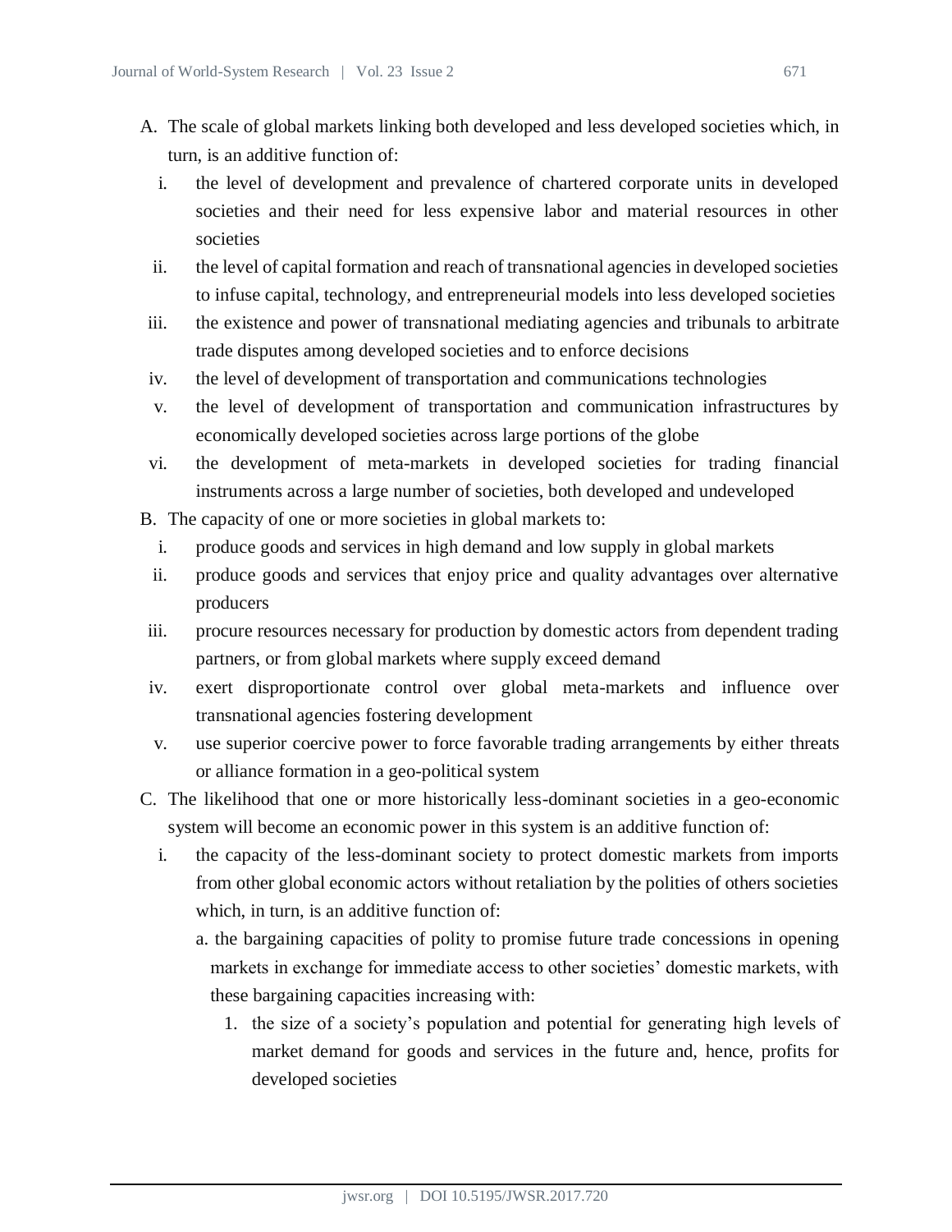A. The scale of global markets linking both developed and less developed societies which, in turn, is an additive function of:
   - i. the level of development and prevalence of chartered corporate units in developed societies and their need for less expensive labor and material resources in other societies
   - ii. the level of capital formation and reach of transnational agencies in developed societies to infuse capital, technology, and entrepreneurial models into less developed societies
   - iii. the existence and power of transnational mediating agencies and tribunals to arbitrate trade disputes among developed societies and to enforce decisions
   - iv. the level of development of transportation and communications technologies
   - v. the level of development of transportation and communication infrastructures by economically developed societies across large portions of the globe
   - vi. the development of meta-markets in developed societies for trading financial instruments across a large number of societies, both developed and undeveloped

B. The capacity of one or more societies in global markets to:
   - i. produce goods and services in high demand and low supply in global markets
   - ii. produce goods and services that enjoy price and quality advantages over alternative producers
   - iii. procure resources necessary for production by domestic actors from dependent trading partners, or from global markets where supply exceed demand
   - iv. exert disproportionate control over global meta-markets and influence over transnational agencies fostering development
   - v. use superior coercive power to force favorable trading arrangements by either threats or alliance formation in a geo-political system

C. The likelihood that one or more historically less-dominant societies in a geo-economic system will become an economic power in this system is an additive function of:
   - i. the capacity of the less-dominant society to protect domestic markets from imports from other global economic actors without retaliation by the polities of others societies which, in turn, is an additive function of:
     - a. the bargaining capacities of polity to promise future trade concessions in opening markets in exchange for immediate access to other societies' domestic markets, with these bargaining capacities increasing with:
       1. the size of a society's population and potential for generating high levels of market demand for goods and services in the future and, hence, profits for developed societies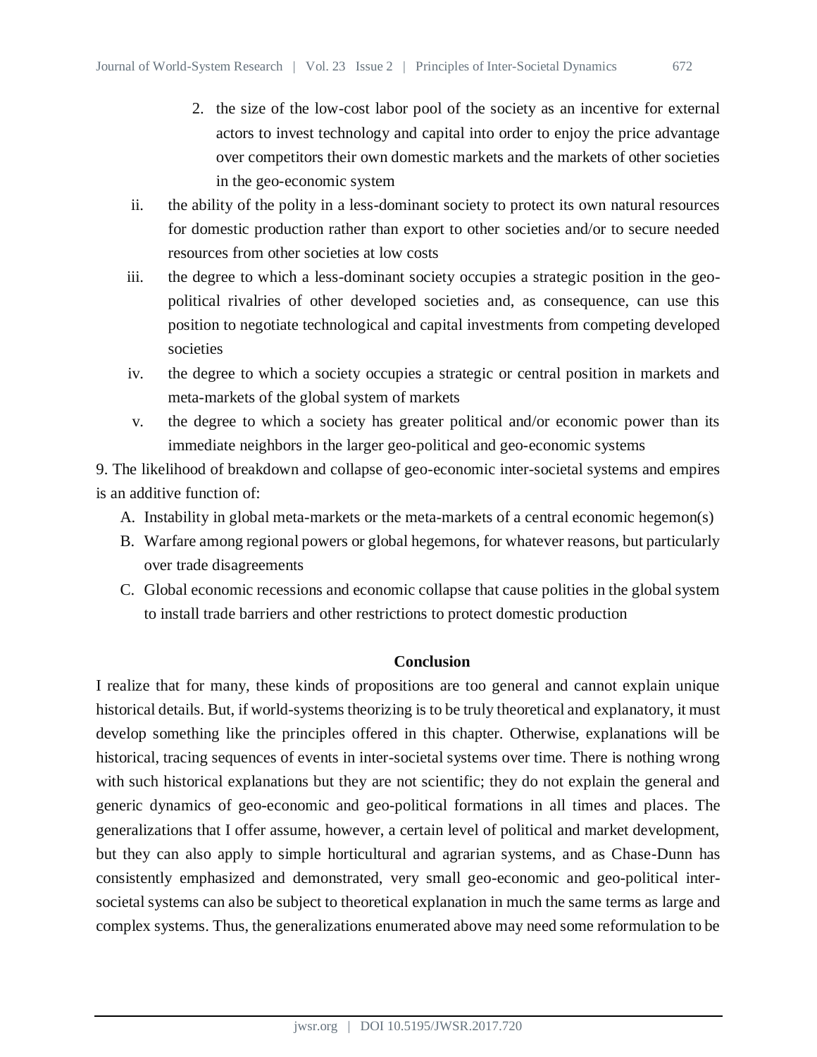2. the size of the low-cost labor pool of the society as an incentive for external actors to invest technology and capital into order to enjoy the price advantage over competitors their own domestic markets and the markets of other societies in the geo-economic system

ii. the ability of the polity in a less-dominant society to protect its own natural resources for domestic production rather than export to other societies and/or to secure needed resources from other societies at low costs

iii. the degree to which a less-dominant society occupies a strategic position in the geo-political rivalries of other developed societies and, as consequence, can use this position to negotiate technological and capital investments from competing developed societies

iv. the degree to which a society occupies a strategic or central position in markets and meta-markets of the global system of markets

v. the degree to which a society has greater political and/or economic power than its immediate neighbors in the larger geo-political and geo-economic systems

9. The likelihood of breakdown and collapse of geo-economic inter-societal systems and empires is an additive function of:

A. Instability in global meta-markets or the meta-markets of a central economic hegemon(s)
B. Warfare among regional powers or global hegemons, for whatever reasons, but particularly over trade disagreements
C. Global economic recessions and economic collapse that cause polities in the global system to install trade barriers and other restrictions to protect domestic production

## Conclusion

I realize that for many, these kinds of propositions are too general and cannot explain unique historical details. But, if world-systems theorizing is to be truly theoretical and explanatory, it must develop something like the principles offered in this chapter. Otherwise, explanations will be historical, tracing sequences of events in inter-societal systems over time. There is nothing wrong with such historical explanations but they are not scientific; they do not explain the general and generic dynamics of geo-economic and geo-political formations in all times and places. The generalizations that I offer assume, however, a certain level of political and market development, but they can also apply to simple horticultural and agrarian systems, and as Chase-Dunn has consistently emphasized and demonstrated, very small geo-economic and geo-political inter-societal systems can also be subject to theoretical explanation in much the same terms as large and complex systems. Thus, the generalizations enumerated above may need some reformulation to be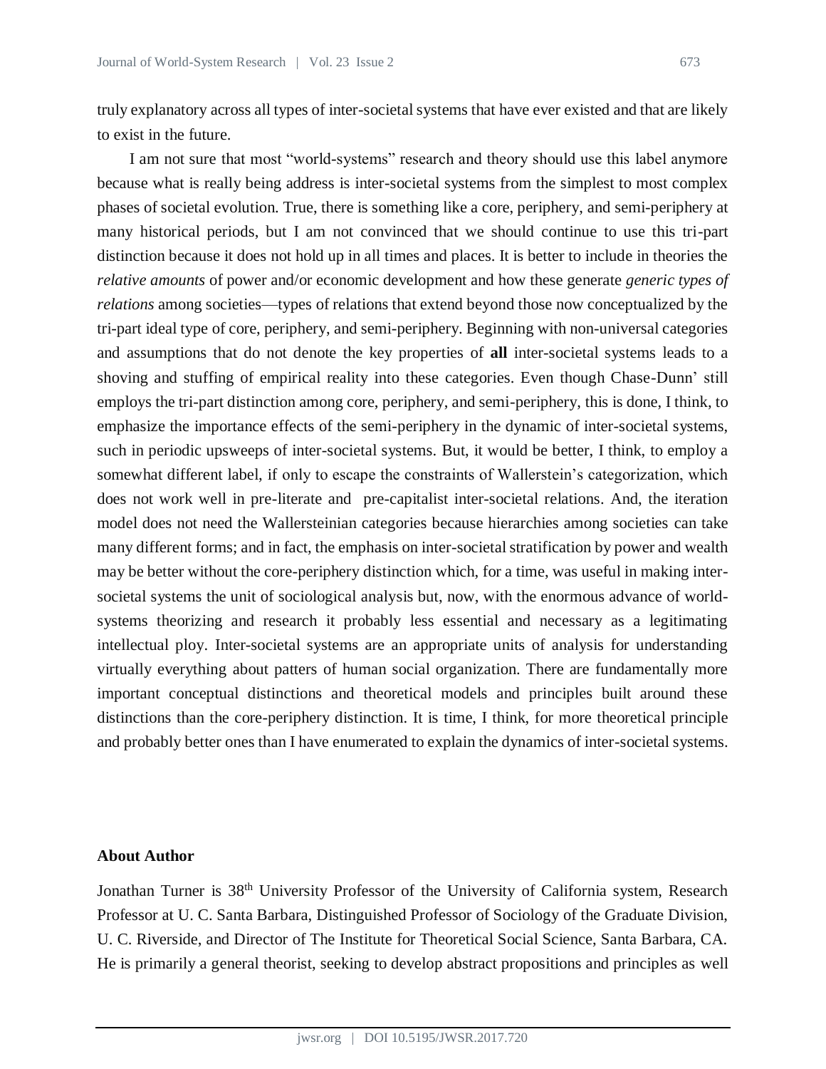truly explanatory across all types of inter-societal systems that have ever existed and that are likely to exist in the future.

I am not sure that most "world-systems" research and theory should use this label anymore because what is really being address is inter-societal systems from the simplest to most complex phases of societal evolution. True, there is something like a core, periphery, and semi-periphery at many historical periods, but I am not convinced that we should continue to use this tri-part distinction because it does not hold up in all times and places. It is better to include in theories the *relative amounts* of power and/or economic development and how these generate *generic types of relations* among societies—types of relations that extend beyond those now conceptualized by the tri-part ideal type of core, periphery, and semi-periphery. Beginning with non-universal categories and assumptions that do not denote the key properties of **all** inter-societal systems leads to a shoving and stuffing of empirical reality into these categories. Even though Chase-Dunn' still employs the tri-part distinction among core, periphery, and semi-periphery, this is done, I think, to emphasize the importance effects of the semi-periphery in the dynamic of inter-societal systems, such in periodic upsweeps of inter-societal systems. But, it would be better, I think, to employ a somewhat different label, if only to escape the constraints of Wallerstein's categorization, which does not work well in pre-literate and pre-capitalist inter-societal relations. And, the iteration model does not need the Wallersteinian categories because hierarchies among societies can take many different forms; and in fact, the emphasis on inter-societal stratification by power and wealth may be better without the core-periphery distinction which, for a time, was useful in making inter-societal systems the unit of sociological analysis but, now, with the enormous advance of world-systems theorizing and research it probably less essential and necessary as a legitimating intellectual ploy. Inter-societal systems are an appropriate units of analysis for understanding virtually everything about patters of human social organization. There are fundamentally more important conceptual distinctions and theoretical models and principles built around these distinctions than the core-periphery distinction. It is time, I think, for more theoretical principle and probably better ones than I have enumerated to explain the dynamics of inter-societal systems.

### About Author

Jonathan Turner is 38th University Professor of the University of California system, Research Professor at U. C. Santa Barbara, Distinguished Professor of Sociology of the Graduate Division, U. C. Riverside, and Director of The Institute for Theoretical Social Science, Santa Barbara, CA. He is primarily a general theorist, seeking to develop abstract propositions and principles as well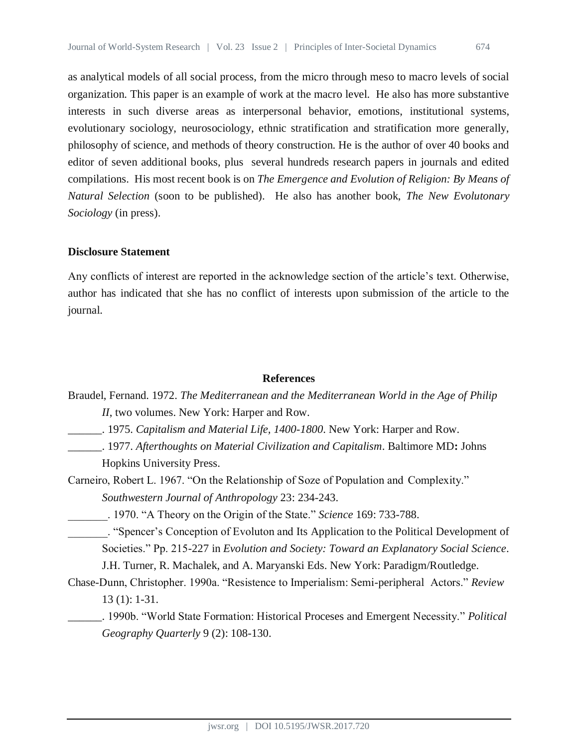as analytical models of all social process, from the micro through meso to macro levels of social organization. This paper is an example of work at the macro level. He also has more substantive interests in such diverse areas as interpersonal behavior, emotions, institutional systems, evolutionary sociology, neurosociology, ethnic stratification and stratification more generally, philosophy of science, and methods of theory construction. He is the author of over 40 books and editor of seven additional books, plus several hundreds research papers in journals and edited compilations. His most recent book is on *The Emergence and Evolution of Religion: By Means of Natural Selection* (soon to be published). He also has another book, *The New Evolutonary Sociology* (in press).

**Disclosure Statement**

Any conflicts of interest are reported in the acknowledge section of the article's text. Otherwise, author has indicated that she has no conflict of interests upon submission of the article to the journal.

## References

Braudel, Fernand. 1972. *The Mediterranean and the Mediterranean World in the Age of Philip II*, two volumes. New York: Harper and Row.

______. 1975. *Capitalism and Material Life, 1400-1800*. New York: Harper and Row.

______. 1977. *Afterthoughts on Material Civilization and Capitalism*. Baltimore MD**:** Johns Hopkins University Press.

Carneiro, Robert L. 1967. "On the Relationship of Soze of Population and Complexity." *Southwestern Journal of Anthropology* 23: 234-243.

_______. 1970. "A Theory on the Origin of the State." *Science* 169: 733-788.

_______. "Spencer's Conception of Evoluton and Its Application to the Political Development of Societies." Pp. 215-227 in *Evolution and Society: Toward an Explanatory Social Science*. J.H. Turner, R. Machalek, and A. Maryanski Eds. New York: Paradigm/Routledge.

Chase-Dunn, Christopher. 1990a. "Resistence to Imperialism: Semi-peripheral Actors." *Review* 13 (1): 1-31.

______. 1990b. "World State Formation: Historical Proceses and Emergent Necessity." *Political Geography Quarterly* 9 (2): 108-130.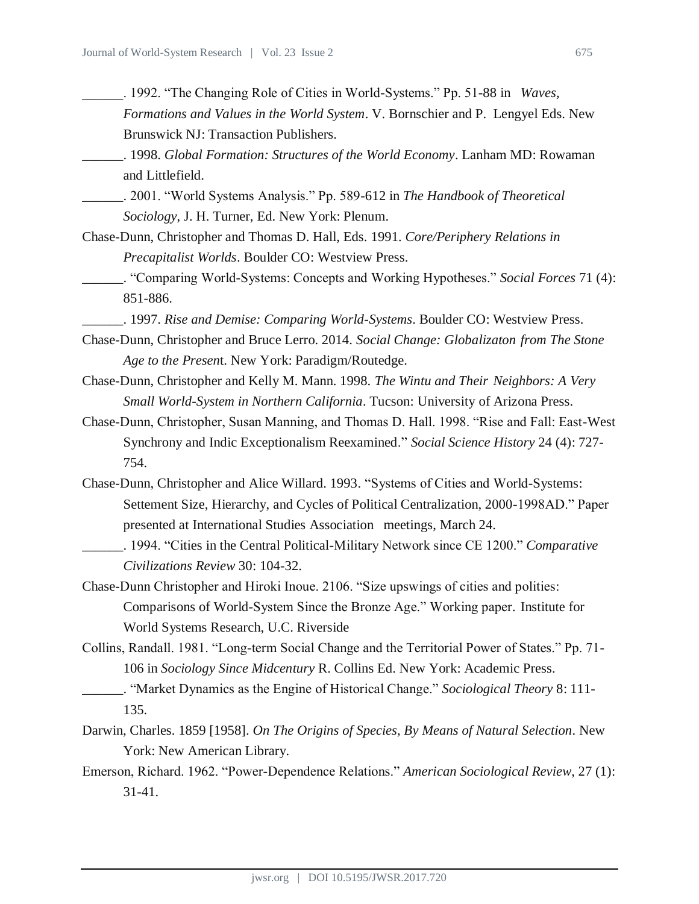______. 1992. “The Changing Role of Cities in World-Systems.” Pp. 51-88 in *Waves, Formations and Values in the World System*. V. Bornschier and P. Lengyel Eds. New Brunswick NJ: Transaction Publishers.

______. 1998. *Global Formation: Structures of the World Economy*. Lanham MD: Rowaman and Littlefield.

______. 2001. “World Systems Analysis.” Pp. 589-612 in *The Handbook of Theoretical Sociology*, J. H. Turner, Ed. New York: Plenum.

Chase-Dunn, Christopher and Thomas D. Hall, Eds. 1991. *Core/Periphery Relations in Precapitalist Worlds*. Boulder CO: Westview Press.

______. “Comparing World-Systems: Concepts and Working Hypotheses.” *Social Forces* 71 (4): 851-886.

______. 1997. *Rise and Demise: Comparing World-Systems*. Boulder CO: Westview Press.

Chase-Dunn, Christopher and Bruce Lerro. 2014. *Social Change: Globalizaton from The Stone Age to the Presen*t. New York: Paradigm/Routedge.

Chase-Dunn, Christopher and Kelly M. Mann. 1998. *The Wintu and Their Neighbors: A Very Small World-System in Northern California*. Tucson: University of Arizona Press.

Chase-Dunn, Christopher, Susan Manning, and Thomas D. Hall. 1998. “Rise and Fall: East-West Synchrony and Indic Exceptionalism Reexamined.” *Social Science History* 24 (4): 727-754.

Chase-Dunn, Christopher and Alice Willard. 1993. “Systems of Cities and World-Systems: Settement Size, Hierarchy, and Cycles of Political Centralization, 2000-1998AD.” Paper presented at International Studies Association meetings, March 24.

______. 1994. “Cities in the Central Political-Military Network since CE 1200.” *Comparative Civilizations Review* 30: 104-32.

Chase-Dunn Christopher and Hiroki Inoue. 2106. “Size upswings of cities and polities: Comparisons of World-System Since the Bronze Age.” Working paper. Institute for World Systems Research, U.C. Riverside

Collins, Randall. 1981. “Long-term Social Change and the Territorial Power of States.” Pp. 71-106 in *Sociology Since Midcentury* R. Collins Ed. New York: Academic Press.

______. “Market Dynamics as the Engine of Historical Change.” *Sociological Theory* 8: 111-135.

Darwin, Charles. 1859 [1958]. *On The Origins of Species, By Means of Natural Selection*. New York: New American Library.

Emerson, Richard. 1962. “Power-Dependence Relations.” *American Sociological Review*, 27 (1): 31-41.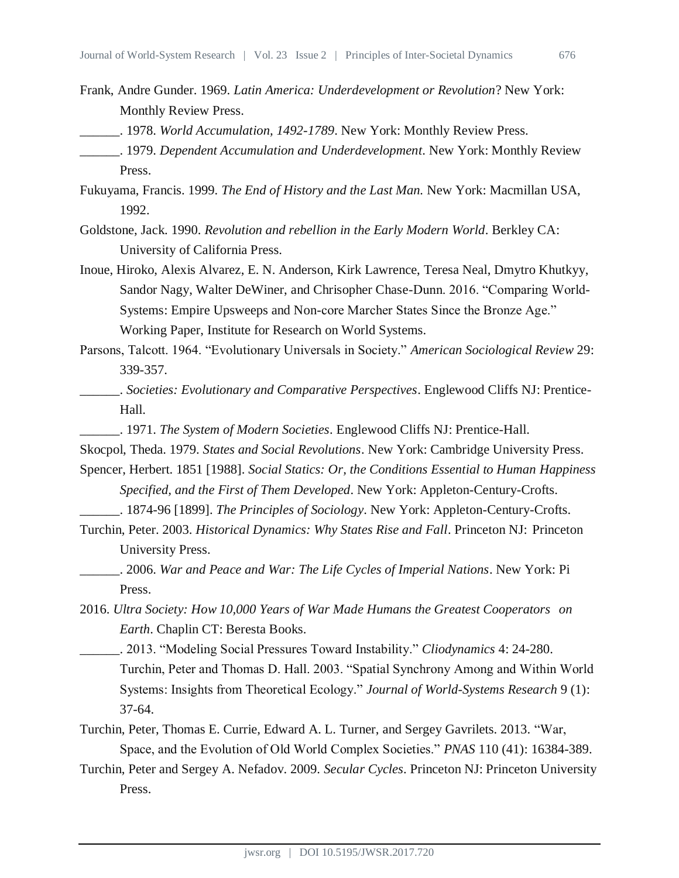Frank, Andre Gunder. 1969. *Latin America: Underdevelopment or Revolution*? New York: Monthly Review Press.

______. 1978. *World Accumulation, 1492-1789*. New York: Monthly Review Press.

______. 1979. *Dependent Accumulation and Underdevelopment*. New York: Monthly Review Press.

Fukuyama, Francis. 1999. *The End of History and the Last Man.* New York: Macmillan USA, 1992.

Goldstone, Jack. 1990. *Revolution and rebellion in the Early Modern World*. Berkley CA: University of California Press.

Inoue, Hiroko, Alexis Alvarez, E. N. Anderson, Kirk Lawrence, Teresa Neal, Dmytro Khutkyy, Sandor Nagy, Walter DeWiner, and Chrisopher Chase-Dunn. 2016. "Comparing World-Systems: Empire Upsweeps and Non-core Marcher States Since the Bronze Age." Working Paper, Institute for Research on World Systems.

Parsons, Talcott. 1964. "Evolutionary Universals in Society." *American Sociological Review* 29: 339-357.

______. *Societies: Evolutionary and Comparative Perspectives*. Englewood Cliffs NJ: Prentice-Hall.

______. 1971. *The System of Modern Societies*. Englewood Cliffs NJ: Prentice-Hall.

Skocpol, Theda. 1979. *States and Social Revolutions*. New York: Cambridge University Press.

Spencer, Herbert. 1851 [1988]. *Social Statics: Or, the Conditions Essential to Human Happiness Specified, and the First of Them Developed*. New York: Appleton-Century-Crofts.

______. 1874-96 [1899]. *The Principles of Sociology*. New York: Appleton-Century-Crofts.

Turchin, Peter. 2003. *Historical Dynamics: Why States Rise and Fall*. Princeton NJ: Princeton University Press.

______. 2006. *War and Peace and War: The Life Cycles of Imperial Nations*. New York: Pi Press.

2016. *Ultra Society: How 10,000 Years of War Made Humans the Greatest Cooperators on Earth*. Chaplin CT: Beresta Books.

______. 2013. "Modeling Social Pressures Toward Instability." *Cliodynamics* 4: 24-280. Turchin, Peter and Thomas D. Hall. 2003. "Spatial Synchrony Among and Within World Systems: Insights from Theoretical Ecology." *Journal of World-Systems Research* 9 (1): 37-64.

Turchin, Peter, Thomas E. Currie, Edward A. L. Turner, and Sergey Gavrilets. 2013. "War, Space, and the Evolution of Old World Complex Societies." *PNAS* 110 (41): 16384-389.

Turchin, Peter and Sergey A. Nefadov. 2009. *Secular Cycles*. Princeton NJ: Princeton University Press.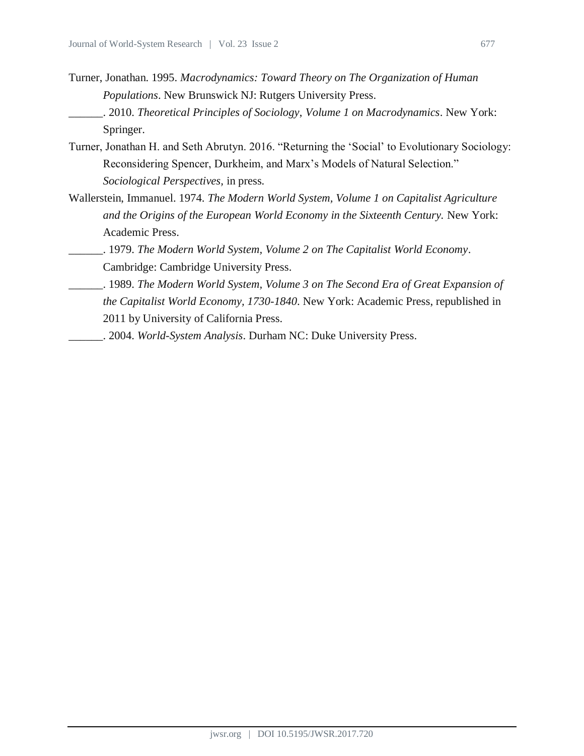Turner, Jonathan. 1995. *Macrodynamics: Toward Theory on The Organization of Human Populations*. New Brunswick NJ: Rutgers University Press.

______. 2010. *Theoretical Principles of Sociology, Volume 1 on Macrodynamics*. New York: Springer.

Turner, Jonathan H. and Seth Abrutyn. 2016. "Returning the 'Social' to Evolutionary Sociology: Reconsidering Spencer, Durkheim, and Marx's Models of Natural Selection." *Sociological Perspectives,* in press.

Wallerstein, Immanuel. 1974. *The Modern World System, Volume 1 on Capitalist Agriculture and the Origins of the European World Economy in the Sixteenth Century.* New York: Academic Press.

______. 1979. *The Modern World System, Volume 2 on The Capitalist World Economy*. Cambridge: Cambridge University Press.

______. 1989. *The Modern World System, Volume 3 on The Second Era of Great Expansion of the Capitalist World Economy, 1730-1840*. New York: Academic Press, republished in 2011 by University of California Press.

______. 2004. *World-System Analysis*. Durham NC: Duke University Press.